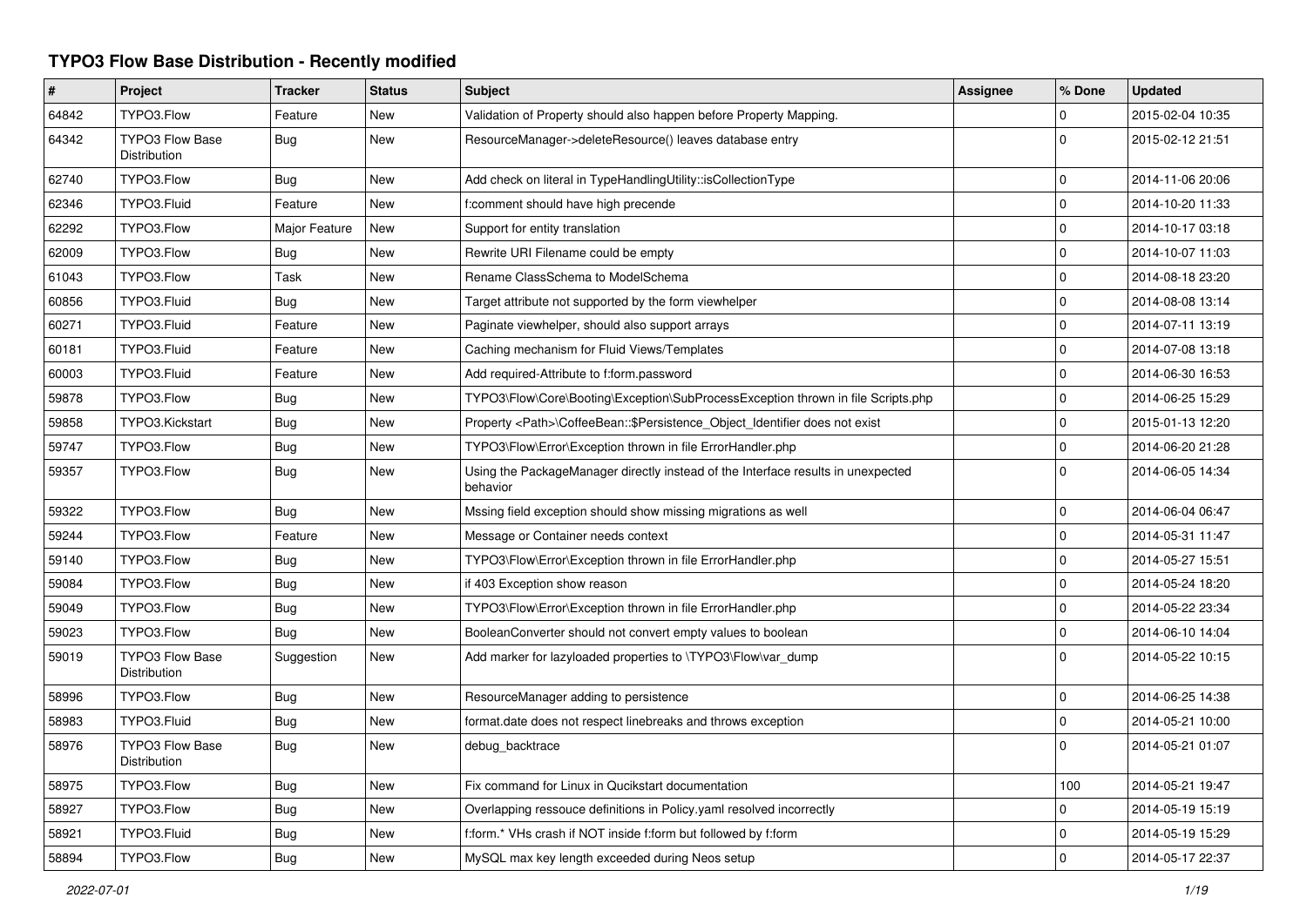# TYPO3 Flow Base Distribution - Recently modified

| # | Project | Tracker | Status | Subject | Assignee | % Done | Updated |
|---|---|---|---|---|---|---|---|
| 64842 | TYPO3.Flow | Feature | New | Validation of Property should also happen before Property Mapping. | | 0 | 2015-02-04 10:35 |
| 64342 | TYPO3 Flow Base Distribution | Bug | New | ResourceManager->deleteResource() leaves database entry | | 0 | 2015-02-12 21:51 |
| 62740 | TYPO3.Flow | Bug | New | Add check on literal in TypeHandlingUtility::isCollectionType | | 0 | 2014-11-06 20:06 |
| 62346 | TYPO3.Fluid | Feature | New | f:comment should have high precende | | 0 | 2014-10-20 11:33 |
| 62292 | TYPO3.Flow | Major Feature | New | Support for entity translation | | 0 | 2014-10-17 03:18 |
| 62009 | TYPO3.Flow | Bug | New | Rewrite URI Filename could be empty | | 0 | 2014-10-07 11:03 |
| 61043 | TYPO3.Flow | Task | New | Rename ClassSchema to ModelSchema | | 0 | 2014-08-18 23:20 |
| 60856 | TYPO3.Fluid | Bug | New | Target attribute not supported by the form viewhelper | | 0 | 2014-08-08 13:14 |
| 60271 | TYPO3.Fluid | Feature | New | Paginate viewhelper, should also support arrays | | 0 | 2014-07-11 13:19 |
| 60181 | TYPO3.Fluid | Feature | New | Caching mechanism for Fluid Views/Templates | | 0 | 2014-07-08 13:18 |
| 60003 | TYPO3.Fluid | Feature | New | Add required-Attribute to f:form.password | | 0 | 2014-06-30 16:53 |
| 59878 | TYPO3.Flow | Bug | New | TYPO3\Flow\Core\Booting\Exception\SubProcessException thrown in file Scripts.php | | 0 | 2014-06-25 15:29 |
| 59858 | TYPO3.Kickstart | Bug | New | Property <Path>\CoffeeBean::$Persistence_Object_Identifier does not exist | | 0 | 2015-01-13 12:20 |
| 59747 | TYPO3.Flow | Bug | New | TYPO3\Flow\Error\Exception thrown in file ErrorHandler.php | | 0 | 2014-06-20 21:28 |
| 59357 | TYPO3.Flow | Bug | New | Using the PackageManager directly instead of the Interface results in unexpected behavior | | 0 | 2014-06-05 14:34 |
| 59322 | TYPO3.Flow | Bug | New | Mssing field exception should show missing migrations as well | | 0 | 2014-06-04 06:47 |
| 59244 | TYPO3.Flow | Feature | New | Message or Container needs context | | 0 | 2014-05-31 11:47 |
| 59140 | TYPO3.Flow | Bug | New | TYPO3\Flow\Error\Exception thrown in file ErrorHandler.php | | 0 | 2014-05-27 15:51 |
| 59084 | TYPO3.Flow | Bug | New | if 403 Exception show reason | | 0 | 2014-05-24 18:20 |
| 59049 | TYPO3.Flow | Bug | New | TYPO3\Flow\Error\Exception thrown in file ErrorHandler.php | | 0 | 2014-05-22 23:34 |
| 59023 | TYPO3.Flow | Bug | New | BooleanConverter should not convert empty values to boolean | | 0 | 2014-06-10 14:04 |
| 59019 | TYPO3 Flow Base Distribution | Suggestion | New | Add marker for lazyloaded properties to \TYPO3\Flow\var_dump | | 0 | 2014-05-22 10:15 |
| 58996 | TYPO3.Flow | Bug | New | ResourceManager adding to persistence | | 0 | 2014-06-25 14:38 |
| 58983 | TYPO3.Fluid | Bug | New | format.date does not respect linebreaks and throws exception | | 0 | 2014-05-21 10:00 |
| 58976 | TYPO3 Flow Base Distribution | Bug | New | debug_backtrace | | 0 | 2014-05-21 01:07 |
| 58975 | TYPO3.Flow | Bug | New | Fix command for Linux in Qucikstart documentation | | 100 | 2014-05-21 19:47 |
| 58927 | TYPO3.Flow | Bug | New | Overlapping ressouce definitions in Policy.yaml resolved incorrectly | | 0 | 2014-05-19 15:19 |
| 58921 | TYPO3.Fluid | Bug | New | f:form.* VHs crash if NOT inside f:form but followed by f:form | | 0 | 2014-05-19 15:29 |
| 58894 | TYPO3.Flow | Bug | New | MySQL max key length exceeded during Neos setup | | 0 | 2014-05-17 22:37 |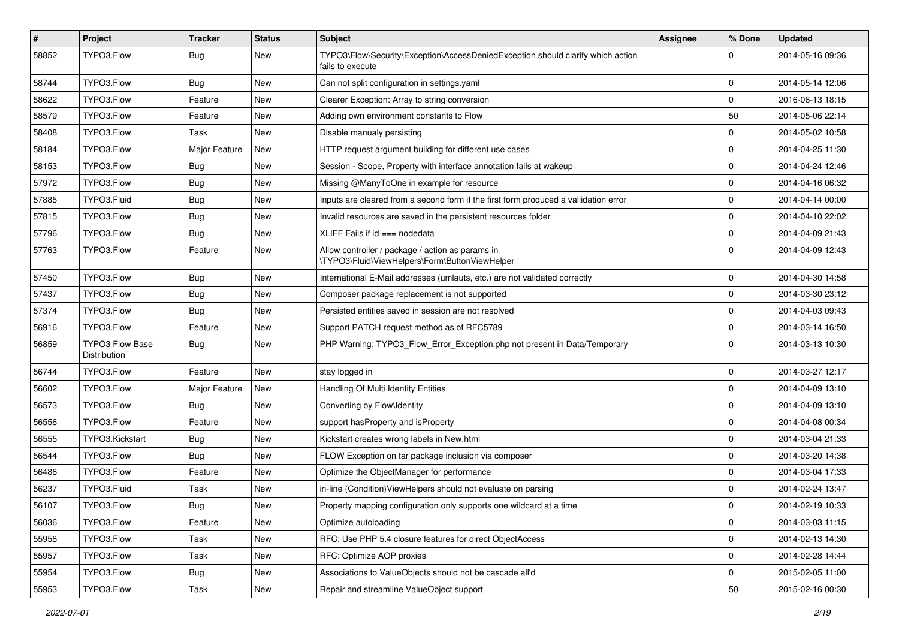| # | Project | Tracker | Status | Subject | Assignee | % Done | Updated |
|---|---|---|---|---|---|---|---|
| 58852 | TYPO3.Flow | Bug | New | TYPO3\Flow\Security\Exception\AccessDeniedException should clarify which action fails to execute | | 0 | 2014-05-16 09:36 |
| 58744 | TYPO3.Flow | Bug | New | Can not split configuration in settings.yaml | | 0 | 2014-05-14 12:06 |
| 58622 | TYPO3.Flow | Feature | New | Clearer Exception: Array to string conversion | | 0 | 2016-06-13 18:15 |
| 58579 | TYPO3.Flow | Feature | New | Adding own environment constants to Flow | | 50 | 2014-05-06 22:14 |
| 58408 | TYPO3.Flow | Task | New | Disable manualy persisting | | 0 | 2014-05-02 10:58 |
| 58184 | TYPO3.Flow | Major Feature | New | HTTP request argument building for different use cases | | 0 | 2014-04-25 11:30 |
| 58153 | TYPO3.Flow | Bug | New | Session - Scope, Property with interface annotation fails at wakeup | | 0 | 2014-04-24 12:46 |
| 57972 | TYPO3.Flow | Bug | New | Missing @ManyToOne in example for resource | | 0 | 2014-04-16 06:32 |
| 57885 | TYPO3.Fluid | Bug | New | Inputs are cleared from a second form if the first form produced a vallidation error | | 0 | 2014-04-14 00:00 |
| 57815 | TYPO3.Flow | Bug | New | Invalid resources are saved in the persistent resources folder | | 0 | 2014-04-10 22:02 |
| 57796 | TYPO3.Flow | Bug | New | XLIFF Fails if id === nodedata | | 0 | 2014-04-09 21:43 |
| 57763 | TYPO3.Flow | Feature | New | Allow controller / package / action as params in \TYPO3\Fluid\ViewHelpers\Form\ButtonViewHelper | | 0 | 2014-04-09 12:43 |
| 57450 | TYPO3.Flow | Bug | New | International E-Mail addresses (umlauts, etc.) are not validated correctly | | 0 | 2014-04-30 14:58 |
| 57437 | TYPO3.Flow | Bug | New | Composer package replacement is not supported | | 0 | 2014-03-30 23:12 |
| 57374 | TYPO3.Flow | Bug | New | Persisted entities saved in session are not resolved | | 0 | 2014-04-03 09:43 |
| 56916 | TYPO3.Flow | Feature | New | Support PATCH request method as of RFC5789 | | 0 | 2014-03-14 16:50 |
| 56859 | TYPO3 Flow Base Distribution | Bug | New | PHP Warning: TYPO3_Flow_Error_Exception.php not present in Data/Temporary | | 0 | 2014-03-13 10:30 |
| 56744 | TYPO3.Flow | Feature | New | stay logged in | | 0 | 2014-03-27 12:17 |
| 56602 | TYPO3.Flow | Major Feature | New | Handling Of Multi Identity Entities | | 0 | 2014-04-09 13:10 |
| 56573 | TYPO3.Flow | Bug | New | Converting by Flow\Identity | | 0 | 2014-04-09 13:10 |
| 56556 | TYPO3.Flow | Feature | New | support hasProperty and isProperty | | 0 | 2014-04-08 00:34 |
| 56555 | TYPO3.Kickstart | Bug | New | Kickstart creates wrong labels in New.html | | 0 | 2014-03-04 21:33 |
| 56544 | TYPO3.Flow | Bug | New | FLOW Exception on tar package inclusion via composer | | 0 | 2014-03-20 14:38 |
| 56486 | TYPO3.Flow | Feature | New | Optimize the ObjectManager for performance | | 0 | 2014-03-04 17:33 |
| 56237 | TYPO3.Fluid | Task | New | in-line (Condition)ViewHelpers should not evaluate on parsing | | 0 | 2014-02-24 13:47 |
| 56107 | TYPO3.Flow | Bug | New | Property mapping configuration only supports one wildcard at a time | | 0 | 2014-02-19 10:33 |
| 56036 | TYPO3.Flow | Feature | New | Optimize autoloading | | 0 | 2014-03-03 11:15 |
| 55958 | TYPO3.Flow | Task | New | RFC: Use PHP 5.4 closure features for direct ObjectAccess | | 0 | 2014-02-13 14:30 |
| 55957 | TYPO3.Flow | Task | New | RFC: Optimize AOP proxies | | 0 | 2014-02-28 14:44 |
| 55954 | TYPO3.Flow | Bug | New | Associations to ValueObjects should not be cascade all'd | | 0 | 2015-02-05 11:00 |
| 55953 | TYPO3.Flow | Task | New | Repair and streamline ValueObject support | | 50 | 2015-02-16 00:30 |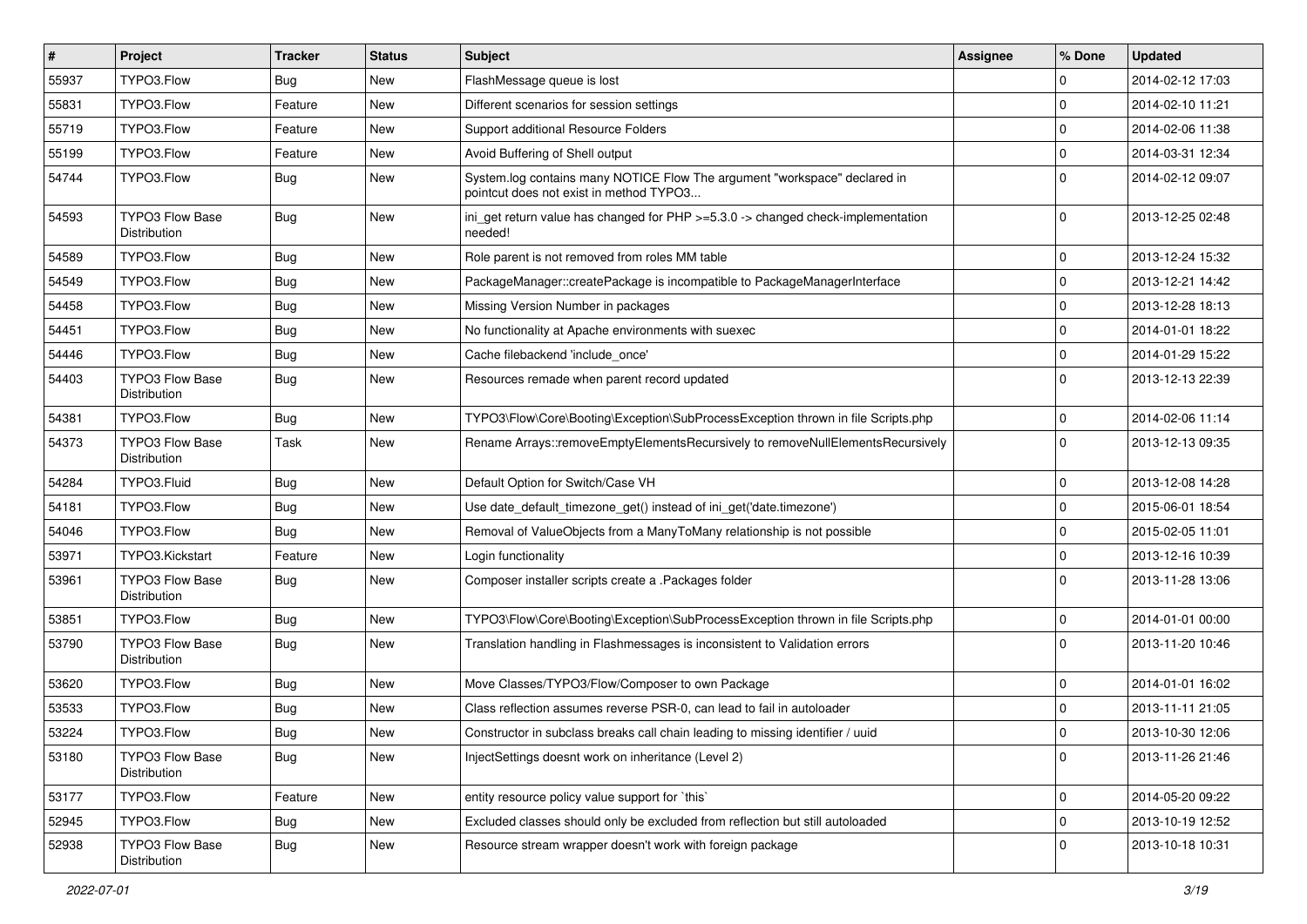| # | Project | Tracker | Status | Subject | Assignee | % Done | Updated |
|---|---|---|---|---|---|---|---|
| 55937 | TYPO3.Flow | Bug | New | FlashMessage queue is lost | | 0 | 2014-02-12 17:03 |
| 55831 | TYPO3.Flow | Feature | New | Different scenarios for session settings | | 0 | 2014-02-10 11:21 |
| 55719 | TYPO3.Flow | Feature | New | Support additional Resource Folders | | 0 | 2014-02-06 11:38 |
| 55199 | TYPO3.Flow | Feature | New | Avoid Buffering of Shell output | | 0 | 2014-03-31 12:34 |
| 54744 | TYPO3.Flow | Bug | New | System.log contains many NOTICE Flow The argument "workspace" declared in pointcut does not exist in method TYPO3... | | 0 | 2014-02-12 09:07 |
| 54593 | TYPO3 Flow Base Distribution | Bug | New | ini_get return value has changed for PHP >=5.3.0 -> changed check-implementation needed! | | 0 | 2013-12-25 02:48 |
| 54589 | TYPO3.Flow | Bug | New | Role parent is not removed from roles MM table | | 0 | 2013-12-24 15:32 |
| 54549 | TYPO3.Flow | Bug | New | PackageManager::createPackage is incompatible to PackageManagerInterface | | 0 | 2013-12-21 14:42 |
| 54458 | TYPO3.Flow | Bug | New | Missing Version Number in packages | | 0 | 2013-12-28 18:13 |
| 54451 | TYPO3.Flow | Bug | New | No functionality at Apache environments with suexec | | 0 | 2014-01-01 18:22 |
| 54446 | TYPO3.Flow | Bug | New | Cache filebackend 'include_once' | | 0 | 2014-01-29 15:22 |
| 54403 | TYPO3 Flow Base Distribution | Bug | New | Resources remade when parent record updated | | 0 | 2013-12-13 22:39 |
| 54381 | TYPO3.Flow | Bug | New | TYPO3\Flow\Core\Booting\Exception\SubProcessException thrown in file Scripts.php | | 0 | 2014-02-06 11:14 |
| 54373 | TYPO3 Flow Base Distribution | Task | New | Rename Arrays::removeEmptyElementsRecursively to removeNullElementsRecursively | | 0 | 2013-12-13 09:35 |
| 54284 | TYPO3.Fluid | Bug | New | Default Option for Switch/Case VH | | 0 | 2013-12-08 14:28 |
| 54181 | TYPO3.Flow | Bug | New | Use date_default_timezone_get() instead of ini_get('date.timezone') | | 0 | 2015-06-01 18:54 |
| 54046 | TYPO3.Flow | Bug | New | Removal of ValueObjects from a ManyToMany relationship is not possible | | 0 | 2015-02-05 11:01 |
| 53971 | TYPO3.Kickstart | Feature | New | Login functionality | | 0 | 2013-12-16 10:39 |
| 53961 | TYPO3 Flow Base Distribution | Bug | New | Composer installer scripts create a .Packages folder | | 0 | 2013-11-28 13:06 |
| 53851 | TYPO3.Flow | Bug | New | TYPO3\Flow\Core\Booting\Exception\SubProcessException thrown in file Scripts.php | | 0 | 2014-01-01 00:00 |
| 53790 | TYPO3 Flow Base Distribution | Bug | New | Translation handling in Flashmessages is inconsistent to Validation errors | | 0 | 2013-11-20 10:46 |
| 53620 | TYPO3.Flow | Bug | New | Move Classes/TYPO3/Flow/Composer to own Package | | 0 | 2014-01-01 16:02 |
| 53533 | TYPO3.Flow | Bug | New | Class reflection assumes reverse PSR-0, can lead to fail in autoloader | | 0 | 2013-11-11 21:05 |
| 53224 | TYPO3.Flow | Bug | New | Constructor in subclass breaks call chain leading to missing identifier / uuid | | 0 | 2013-10-30 12:06 |
| 53180 | TYPO3 Flow Base Distribution | Bug | New | InjectSettings doesnt work on inheritance (Level 2) | | 0 | 2013-11-26 21:46 |
| 53177 | TYPO3.Flow | Feature | New | entity resource policy value support for `this` | | 0 | 2014-05-20 09:22 |
| 52945 | TYPO3.Flow | Bug | New | Excluded classes should only be excluded from reflection but still autoloaded | | 0 | 2013-10-19 12:52 |
| 52938 | TYPO3 Flow Base Distribution | Bug | New | Resource stream wrapper doesn't work with foreign package | | 0 | 2013-10-18 10:31 |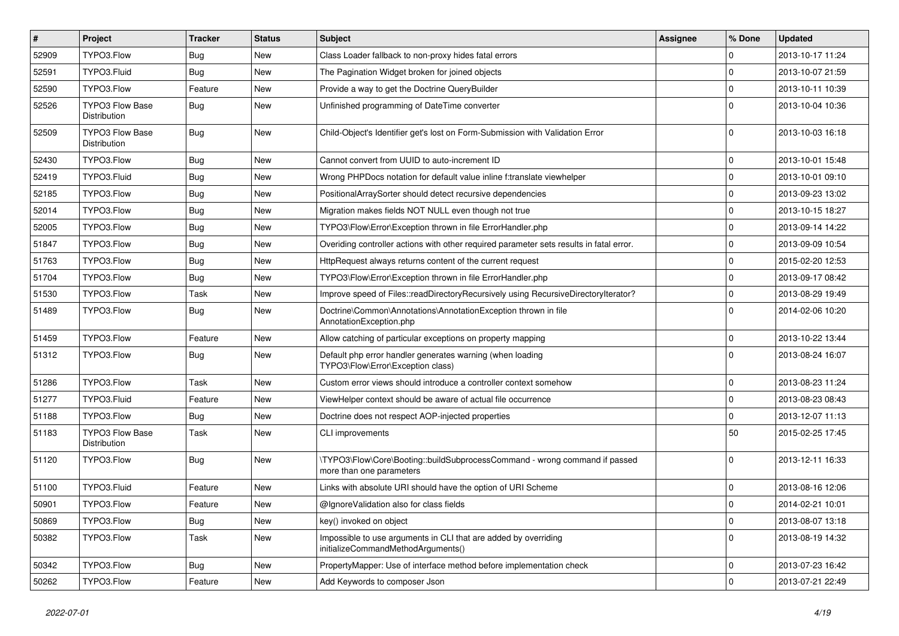| # | Project | Tracker | Status | Subject | Assignee | % Done | Updated |
|---|---|---|---|---|---|---|---|
| 52909 | TYPO3.Flow | Bug | New | Class Loader fallback to non-proxy hides fatal errors | | 0 | 2013-10-17 11:24 |
| 52591 | TYPO3.Fluid | Bug | New | The Pagination Widget broken for joined objects | | 0 | 2013-10-07 21:59 |
| 52590 | TYPO3.Flow | Feature | New | Provide a way to get the Doctrine QueryBuilder | | 0 | 2013-10-11 10:39 |
| 52526 | TYPO3 Flow Base Distribution | Bug | New | Unfinished programming of DateTime converter | | 0 | 2013-10-04 10:36 |
| 52509 | TYPO3 Flow Base Distribution | Bug | New | Child-Object's Identifier get's lost on Form-Submission with Validation Error | | 0 | 2013-10-03 16:18 |
| 52430 | TYPO3.Flow | Bug | New | Cannot convert from UUID to auto-increment ID | | 0 | 2013-10-01 15:48 |
| 52419 | TYPO3.Fluid | Bug | New | Wrong PHPDocs notation for default value inline f:translate viewhelper | | 0 | 2013-10-01 09:10 |
| 52185 | TYPO3.Flow | Bug | New | PositionalArraySorter should detect recursive dependencies | | 0 | 2013-09-23 13:02 |
| 52014 | TYPO3.Flow | Bug | New | Migration makes fields NOT NULL even though not true | | 0 | 2013-10-15 18:27 |
| 52005 | TYPO3.Flow | Bug | New | TYPO3\Flow\Error\Exception thrown in file ErrorHandler.php | | 0 | 2013-09-14 14:22 |
| 51847 | TYPO3.Flow | Bug | New | Overiding controller actions with other required parameter sets results in fatal error. | | 0 | 2013-09-09 10:54 |
| 51763 | TYPO3.Flow | Bug | New | HttpRequest always returns content of the current request | | 0 | 2015-02-20 12:53 |
| 51704 | TYPO3.Flow | Bug | New | TYPO3\Flow\Error\Exception thrown in file ErrorHandler.php | | 0 | 2013-09-17 08:42 |
| 51530 | TYPO3.Flow | Task | New | Improve speed of Files::readDirectoryRecursively using RecursiveDirectoryIterator? | | 0 | 2013-08-29 19:49 |
| 51489 | TYPO3.Flow | Bug | New | Doctrine\Common\Annotations\AnnotationException thrown in file AnnotationException.php | | 0 | 2014-02-06 10:20 |
| 51459 | TYPO3.Flow | Feature | New | Allow catching of particular exceptions on property mapping | | 0 | 2013-10-22 13:44 |
| 51312 | TYPO3.Flow | Bug | New | Default php error handler generates warning (when loading TYPO3\Flow\Error\Exception class) | | 0 | 2013-08-24 16:07 |
| 51286 | TYPO3.Flow | Task | New | Custom error views should introduce a controller context somehow | | 0 | 2013-08-23 11:24 |
| 51277 | TYPO3.Fluid | Feature | New | ViewHelper context should be aware of actual file occurrence | | 0 | 2013-08-23 08:43 |
| 51188 | TYPO3.Flow | Bug | New | Doctrine does not respect AOP-injected properties | | 0 | 2013-12-07 11:13 |
| 51183 | TYPO3 Flow Base Distribution | Task | New | CLI improvements | | 50 | 2015-02-25 17:45 |
| 51120 | TYPO3.Flow | Bug | New | \TYPO3\Flow\Core\Booting::buildSubprocessCommand - wrong command if passed more than one parameters | | 0 | 2013-12-11 16:33 |
| 51100 | TYPO3.Fluid | Feature | New | Links with absolute URI should have the option of URI Scheme | | 0 | 2013-08-16 12:06 |
| 50901 | TYPO3.Flow | Feature | New | @IgnoreValidation also for class fields | | 0 | 2014-02-21 10:01 |
| 50869 | TYPO3.Flow | Bug | New | key() invoked on object | | 0 | 2013-08-07 13:18 |
| 50382 | TYPO3.Flow | Task | New | Impossible to use arguments in CLI that are added by overriding initializeCommandMethodArguments() | | 0 | 2013-08-19 14:32 |
| 50342 | TYPO3.Flow | Bug | New | PropertyMapper: Use of interface method before implementation check | | 0 | 2013-07-23 16:42 |
| 50262 | TYPO3.Flow | Feature | New | Add Keywords to composer Json | | 0 | 2013-07-21 22:49 |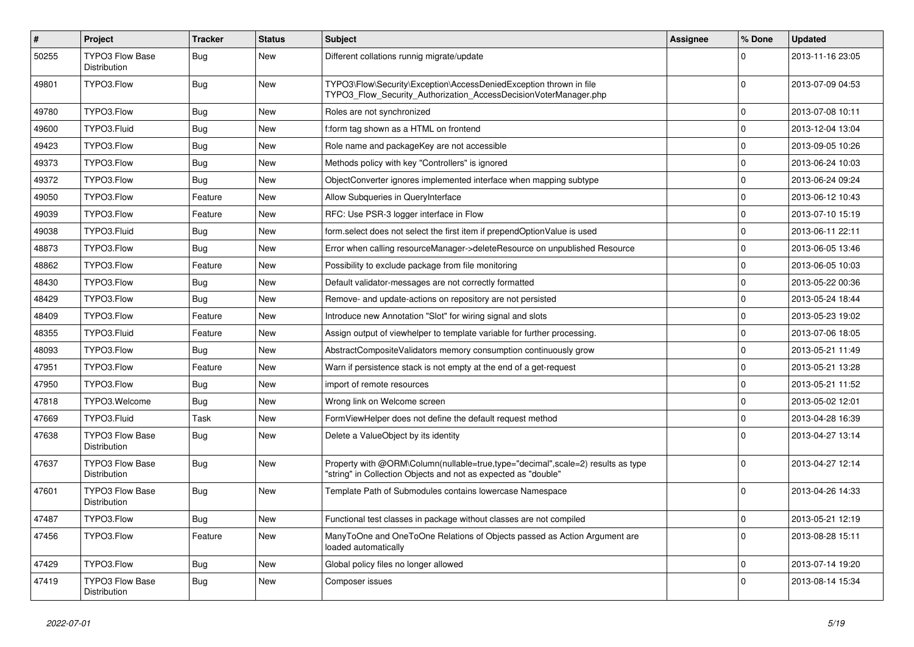| # | Project | Tracker | Status | Subject | Assignee | % Done | Updated |
|---|---|---|---|---|---|---|---|
| 50255 | TYPO3 Flow Base Distribution | Bug | New | Different collations runnig migrate/update | | 0 | 2013-11-16 23:05 |
| 49801 | TYPO3.Flow | Bug | New | TYPO3\Flow\Security\Exception\AccessDeniedException thrown in file TYPO3_Flow_Security_Authorization_AccessDecisionVoterManager.php | | 0 | 2013-07-09 04:53 |
| 49780 | TYPO3.Flow | Bug | New | Roles are not synchronized | | 0 | 2013-07-08 10:11 |
| 49600 | TYPO3.Fluid | Bug | New | f:form tag shown as a HTML on frontend | | 0 | 2013-12-04 13:04 |
| 49423 | TYPO3.Flow | Bug | New | Role name and packageKey are not accessible | | 0 | 2013-09-05 10:26 |
| 49373 | TYPO3.Flow | Bug | New | Methods policy with key "Controllers" is ignored | | 0 | 2013-06-24 10:03 |
| 49372 | TYPO3.Flow | Bug | New | ObjectConverter ignores implemented interface when mapping subtype | | 0 | 2013-06-24 09:24 |
| 49050 | TYPO3.Flow | Feature | New | Allow Subqueries in QueryInterface | | 0 | 2013-06-12 10:43 |
| 49039 | TYPO3.Flow | Feature | New | RFC: Use PSR-3 logger interface in Flow | | 0 | 2013-07-10 15:19 |
| 49038 | TYPO3.Fluid | Bug | New | form.select does not select the first item if prependOptionValue is used | | 0 | 2013-06-11 22:11 |
| 48873 | TYPO3.Flow | Bug | New | Error when calling resourceManager->deleteResource on unpublished Resource | | 0 | 2013-06-05 13:46 |
| 48862 | TYPO3.Flow | Feature | New | Possibility to exclude package from file monitoring | | 0 | 2013-06-05 10:03 |
| 48430 | TYPO3.Flow | Bug | New | Default validator-messages are not correctly formatted | | 0 | 2013-05-22 00:36 |
| 48429 | TYPO3.Flow | Bug | New | Remove- and update-actions on repository are not persisted | | 0 | 2013-05-24 18:44 |
| 48409 | TYPO3.Flow | Feature | New | Introduce new Annotation "Slot" for wiring signal and slots | | 0 | 2013-05-23 19:02 |
| 48355 | TYPO3.Fluid | Feature | New | Assign output of viewhelper to template variable for further processing. | | 0 | 2013-07-06 18:05 |
| 48093 | TYPO3.Flow | Bug | New | AbstractCompositeValidators memory consumption continuously grow | | 0 | 2013-05-21 11:49 |
| 47951 | TYPO3.Flow | Feature | New | Warn if persistence stack is not empty at the end of a get-request | | 0 | 2013-05-21 13:28 |
| 47950 | TYPO3.Flow | Bug | New | import of remote resources | | 0 | 2013-05-21 11:52 |
| 47818 | TYPO3.Welcome | Bug | New | Wrong link on Welcome screen | | 0 | 2013-05-02 12:01 |
| 47669 | TYPO3.Fluid | Task | New | FormViewHelper does not define the default request method | | 0 | 2013-04-28 16:39 |
| 47638 | TYPO3 Flow Base Distribution | Bug | New | Delete a ValueObject by its identity | | 0 | 2013-04-27 13:14 |
| 47637 | TYPO3 Flow Base Distribution | Bug | New | Property with @ORM\Column(nullable=true,type="decimal",scale=2) results as type "string" in Collection Objects and not as expected as "double" | | 0 | 2013-04-27 12:14 |
| 47601 | TYPO3 Flow Base Distribution | Bug | New | Template Path of Submodules contains lowercase Namespace | | 0 | 2013-04-26 14:33 |
| 47487 | TYPO3.Flow | Bug | New | Functional test classes in package without classes are not compiled | | 0 | 2013-05-21 12:19 |
| 47456 | TYPO3.Flow | Feature | New | ManyToOne and OneToOne Relations of Objects passed as Action Argument are loaded automatically | | 0 | 2013-08-28 15:11 |
| 47429 | TYPO3.Flow | Bug | New | Global policy files no longer allowed | | 0 | 2013-07-14 19:20 |
| 47419 | TYPO3 Flow Base Distribution | Bug | New | Composer issues | | 0 | 2013-08-14 15:34 |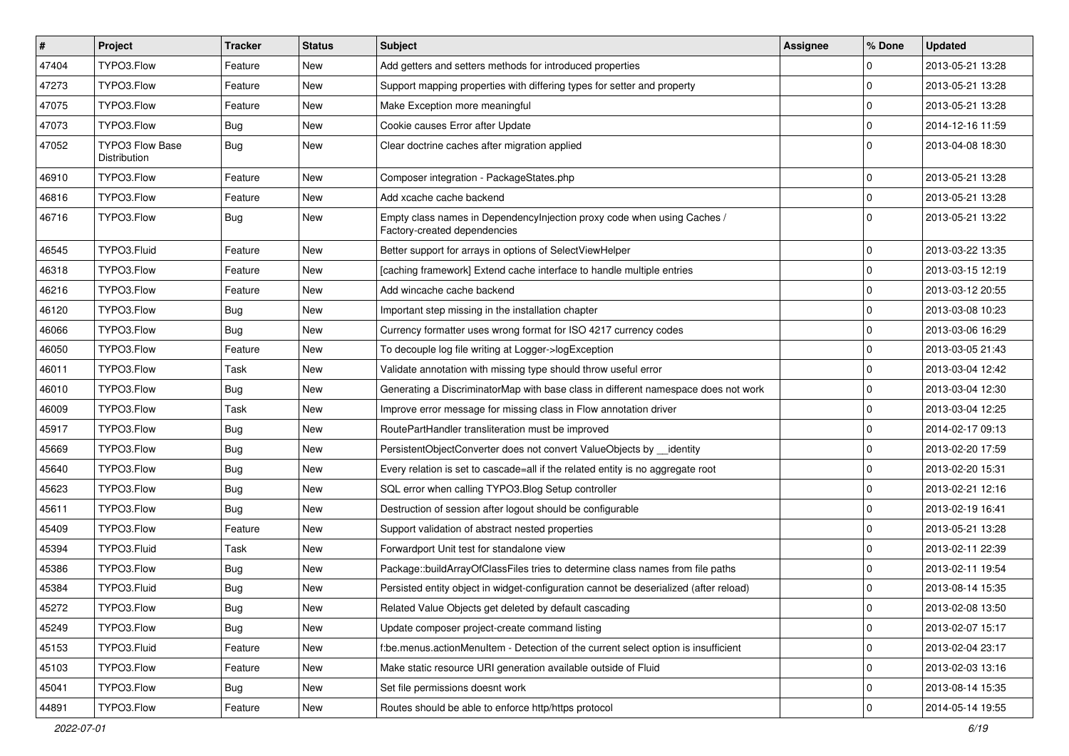| # | Project | Tracker | Status | Subject | Assignee | % Done | Updated |
|---|---|---|---|---|---|---|---|
| 47404 | TYPO3.Flow | Feature | New | Add getters and setters methods for introduced properties | | 0 | 2013-05-21 13:28 |
| 47273 | TYPO3.Flow | Feature | New | Support mapping properties with differing types for setter and property | | 0 | 2013-05-21 13:28 |
| 47075 | TYPO3.Flow | Feature | New | Make Exception more meaningful | | 0 | 2013-05-21 13:28 |
| 47073 | TYPO3.Flow | Bug | New | Cookie causes Error after Update | | 0 | 2014-12-16 11:59 |
| 47052 | TYPO3 Flow Base Distribution | Bug | New | Clear doctrine caches after migration applied | | 0 | 2013-04-08 18:30 |
| 46910 | TYPO3.Flow | Feature | New | Composer integration - PackageStates.php | | 0 | 2013-05-21 13:28 |
| 46816 | TYPO3.Flow | Feature | New | Add xcache cache backend | | 0 | 2013-05-21 13:28 |
| 46716 | TYPO3.Flow | Bug | New | Empty class names in DependencyInjection proxy code when using Caches / Factory-created dependencies | | 0 | 2013-05-21 13:22 |
| 46545 | TYPO3.Fluid | Feature | New | Better support for arrays in options of SelectViewHelper | | 0 | 2013-03-22 13:35 |
| 46318 | TYPO3.Flow | Feature | New | [caching framework] Extend cache interface to handle multiple entries | | 0 | 2013-03-15 12:19 |
| 46216 | TYPO3.Flow | Feature | New | Add wincache cache backend | | 0 | 2013-03-12 20:55 |
| 46120 | TYPO3.Flow | Bug | New | Important step missing in the installation chapter | | 0 | 2013-03-08 10:23 |
| 46066 | TYPO3.Flow | Bug | New | Currency formatter uses wrong format for ISO 4217 currency codes | | 0 | 2013-03-06 16:29 |
| 46050 | TYPO3.Flow | Feature | New | To decouple log file writing at Logger->logException | | 0 | 2013-03-05 21:43 |
| 46011 | TYPO3.Flow | Task | New | Validate annotation with missing type should throw useful error | | 0 | 2013-03-04 12:42 |
| 46010 | TYPO3.Flow | Bug | New | Generating a DiscriminatorMap with base class in different namespace does not work | | 0 | 2013-03-04 12:30 |
| 46009 | TYPO3.Flow | Task | New | Improve error message for missing class in Flow annotation driver | | 0 | 2013-03-04 12:25 |
| 45917 | TYPO3.Flow | Bug | New | RoutePartHandler transliteration must be improved | | 0 | 2014-02-17 09:13 |
| 45669 | TYPO3.Flow | Bug | New | PersistentObjectConverter does not convert ValueObjects by __identity | | 0 | 2013-02-20 17:59 |
| 45640 | TYPO3.Flow | Bug | New | Every relation is set to cascade=all if the related entity is no aggregate root | | 0 | 2013-02-20 15:31 |
| 45623 | TYPO3.Flow | Bug | New | SQL error when calling TYPO3.Blog Setup controller | | 0 | 2013-02-21 12:16 |
| 45611 | TYPO3.Flow | Bug | New | Destruction of session after logout should be configurable | | 0 | 2013-02-19 16:41 |
| 45409 | TYPO3.Flow | Feature | New | Support validation of abstract nested properties | | 0 | 2013-05-21 13:28 |
| 45394 | TYPO3.Fluid | Task | New | Forwardport Unit test for standalone view | | 0 | 2013-02-11 22:39 |
| 45386 | TYPO3.Flow | Bug | New | Package::buildArrayOfClassFiles tries to determine class names from file paths | | 0 | 2013-02-11 19:54 |
| 45384 | TYPO3.Fluid | Bug | New | Persisted entity object in widget-configuration cannot be deserialized (after reload) | | 0 | 2013-08-14 15:35 |
| 45272 | TYPO3.Flow | Bug | New | Related Value Objects get deleted by default cascading | | 0 | 2013-02-08 13:50 |
| 45249 | TYPO3.Flow | Bug | New | Update composer project-create command listing | | 0 | 2013-02-07 15:17 |
| 45153 | TYPO3.Fluid | Feature | New | f:be.menus.actionMenuItem - Detection of the current select option is insufficient | | 0 | 2013-02-04 23:17 |
| 45103 | TYPO3.Flow | Feature | New | Make static resource URI generation available outside of Fluid | | 0 | 2013-02-03 13:16 |
| 45041 | TYPO3.Flow | Bug | New | Set file permissions doesnt work | | 0 | 2013-08-14 15:35 |
| 44891 | TYPO3.Flow | Feature | New | Routes should be able to enforce http/https protocol | | 0 | 2014-05-14 19:55 |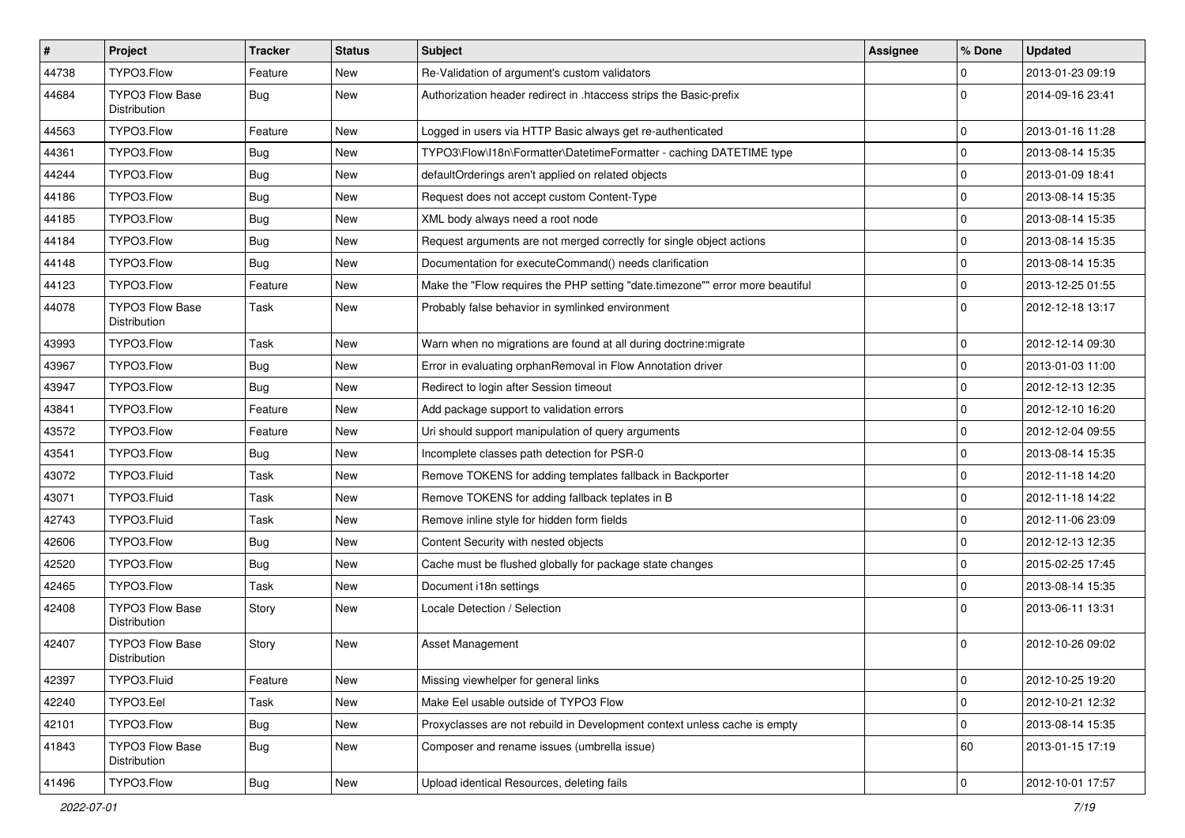| # | Project | Tracker | Status | Subject | Assignee | % Done | Updated |
|---|---|---|---|---|---|---|---|
| 44738 | TYPO3.Flow | Feature | New | Re-Validation of argument's custom validators | | 0 | 2013-01-23 09:19 |
| 44684 | TYPO3 Flow Base Distribution | Bug | New | Authorization header redirect in .htaccess strips the Basic-prefix | | 0 | 2014-09-16 23:41 |
| 44563 | TYPO3.Flow | Feature | New | Logged in users via HTTP Basic always get re-authenticated | | 0 | 2013-01-16 11:28 |
| 44361 | TYPO3.Flow | Bug | New | TYPO3\Flow\I18n\Formatter\DatetimeFormatter - caching DATETIME type | | 0 | 2013-08-14 15:35 |
| 44244 | TYPO3.Flow | Bug | New | defaultOrderings aren't applied on related objects | | 0 | 2013-01-09 18:41 |
| 44186 | TYPO3.Flow | Bug | New | Request does not accept custom Content-Type | | 0 | 2013-08-14 15:35 |
| 44185 | TYPO3.Flow | Bug | New | XML body always need a root node | | 0 | 2013-08-14 15:35 |
| 44184 | TYPO3.Flow | Bug | New | Request arguments are not merged correctly for single object actions | | 0 | 2013-08-14 15:35 |
| 44148 | TYPO3.Flow | Bug | New | Documentation for executeCommand() needs clarification | | 0 | 2013-08-14 15:35 |
| 44123 | TYPO3.Flow | Feature | New | Make the "Flow requires the PHP setting "date.timezone"" error more beautiful | | 0 | 2013-12-25 01:55 |
| 44078 | TYPO3 Flow Base Distribution | Task | New | Probably false behavior in symlinked environment | | 0 | 2012-12-18 13:17 |
| 43993 | TYPO3.Flow | Task | New | Warn when no migrations are found at all during doctrine:migrate | | 0 | 2012-12-14 09:30 |
| 43967 | TYPO3.Flow | Bug | New | Error in evaluating orphanRemoval in Flow Annotation driver | | 0 | 2013-01-03 11:00 |
| 43947 | TYPO3.Flow | Bug | New | Redirect to login after Session timeout | | 0 | 2012-12-13 12:35 |
| 43841 | TYPO3.Flow | Feature | New | Add package support to validation errors | | 0 | 2012-12-10 16:20 |
| 43572 | TYPO3.Flow | Feature | New | Uri should support manipulation of query arguments | | 0 | 2012-12-04 09:55 |
| 43541 | TYPO3.Flow | Bug | New | Incomplete classes path detection for PSR-0 | | 0 | 2013-08-14 15:35 |
| 43072 | TYPO3.Fluid | Task | New | Remove TOKENS for adding templates fallback in Backporter | | 0 | 2012-11-18 14:20 |
| 43071 | TYPO3.Fluid | Task | New | Remove TOKENS for adding fallback teplates in B | | 0 | 2012-11-18 14:22 |
| 42743 | TYPO3.Fluid | Task | New | Remove inline style for hidden form fields | | 0 | 2012-11-06 23:09 |
| 42606 | TYPO3.Flow | Bug | New | Content Security with nested objects | | 0 | 2012-12-13 12:35 |
| 42520 | TYPO3.Flow | Bug | New | Cache must be flushed globally for package state changes | | 0 | 2015-02-25 17:45 |
| 42465 | TYPO3.Flow | Task | New | Document i18n settings | | 0 | 2013-08-14 15:35 |
| 42408 | TYPO3 Flow Base Distribution | Story | New | Locale Detection / Selection | | 0 | 2013-06-11 13:31 |
| 42407 | TYPO3 Flow Base Distribution | Story | New | Asset Management | | 0 | 2012-10-26 09:02 |
| 42397 | TYPO3.Fluid | Feature | New | Missing viewhelper for general links | | 0 | 2012-10-25 19:20 |
| 42240 | TYPO3.Eel | Task | New | Make Eel usable outside of TYPO3 Flow | | 0 | 2012-10-21 12:32 |
| 42101 | TYPO3.Flow | Bug | New | Proxyclasses are not rebuild in Development context unless cache is empty | | 0 | 2013-08-14 15:35 |
| 41843 | TYPO3 Flow Base Distribution | Bug | New | Composer and rename issues (umbrella issue) | | 60 | 2013-01-15 17:19 |
| 41496 | TYPO3.Flow | Bug | New | Upload identical Resources, deleting fails | | 0 | 2012-10-01 17:57 |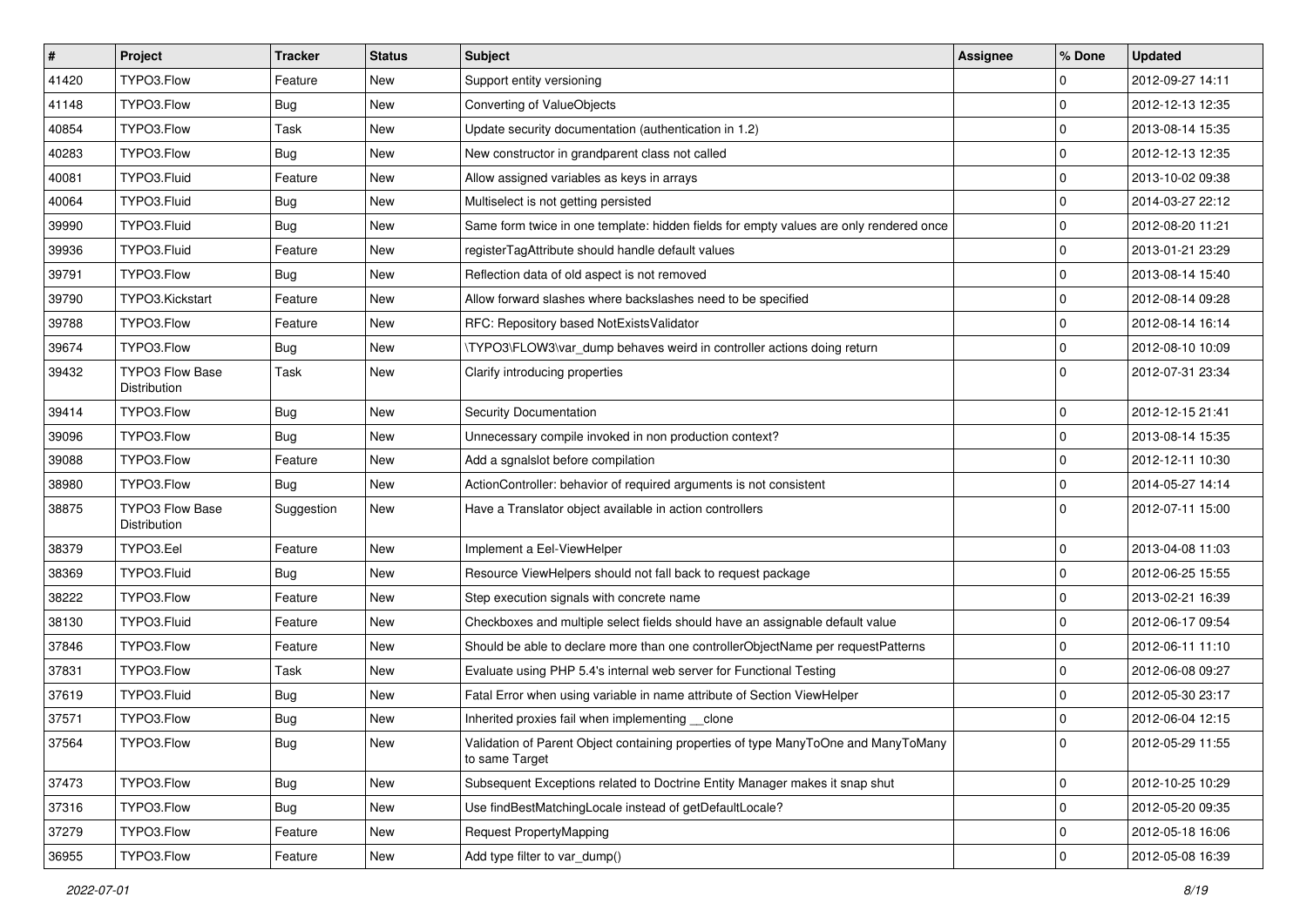| # | Project | Tracker | Status | Subject | Assignee | % Done | Updated |
|---|---|---|---|---|---|---|---|
| 41420 | TYPO3.Flow | Feature | New | Support entity versioning | | 0 | 2012-09-27 14:11 |
| 41148 | TYPO3.Flow | Bug | New | Converting of ValueObjects | | 0 | 2012-12-13 12:35 |
| 40854 | TYPO3.Flow | Task | New | Update security documentation (authentication in 1.2) | | 0 | 2013-08-14 15:35 |
| 40283 | TYPO3.Flow | Bug | New | New constructor in grandparent class not called | | 0 | 2012-12-13 12:35 |
| 40081 | TYPO3.Fluid | Feature | New | Allow assigned variables as keys in arrays | | 0 | 2013-10-02 09:38 |
| 40064 | TYPO3.Fluid | Bug | New | Multiselect is not getting persisted | | 0 | 2014-03-27 22:12 |
| 39990 | TYPO3.Fluid | Bug | New | Same form twice in one template: hidden fields for empty values are only rendered once | | 0 | 2012-08-20 11:21 |
| 39936 | TYPO3.Fluid | Feature | New | registerTagAttribute should handle default values | | 0 | 2013-01-21 23:29 |
| 39791 | TYPO3.Flow | Bug | New | Reflection data of old aspect is not removed | | 0 | 2013-08-14 15:40 |
| 39790 | TYPO3.Kickstart | Feature | New | Allow forward slashes where backslashes need to be specified | | 0 | 2012-08-14 09:28 |
| 39788 | TYPO3.Flow | Feature | New | RFC: Repository based NotExistsValidator | | 0 | 2012-08-14 16:14 |
| 39674 | TYPO3.Flow | Bug | New | \TYPO3\FLOW3\var_dump behaves weird in controller actions doing return | | 0 | 2012-08-10 10:09 |
| 39432 | TYPO3 Flow Base Distribution | Task | New | Clarify introducing properties | | 0 | 2012-07-31 23:34 |
| 39414 | TYPO3.Flow | Bug | New | Security Documentation | | 0 | 2012-12-15 21:41 |
| 39096 | TYPO3.Flow | Bug | New | Unnecessary compile invoked in non production context? | | 0 | 2013-08-14 15:35 |
| 39088 | TYPO3.Flow | Feature | New | Add a sgnalslot before compilation | | 0 | 2012-12-11 10:30 |
| 38980 | TYPO3.Flow | Bug | New | ActionController: behavior of required arguments is not consistent | | 0 | 2014-05-27 14:14 |
| 38875 | TYPO3 Flow Base Distribution | Suggestion | New | Have a Translator object available in action controllers | | 0 | 2012-07-11 15:00 |
| 38379 | TYPO3.Eel | Feature | New | Implement a Eel-ViewHelper | | 0 | 2013-04-08 11:03 |
| 38369 | TYPO3.Fluid | Bug | New | Resource ViewHelpers should not fall back to request package | | 0 | 2012-06-25 15:55 |
| 38222 | TYPO3.Flow | Feature | New | Step execution signals with concrete name | | 0 | 2013-02-21 16:39 |
| 38130 | TYPO3.Fluid | Feature | New | Checkboxes and multiple select fields should have an assignable default value | | 0 | 2012-06-17 09:54 |
| 37846 | TYPO3.Flow | Feature | New | Should be able to declare more than one controllerObjectName per requestPatterns | | 0 | 2012-06-11 11:10 |
| 37831 | TYPO3.Flow | Task | New | Evaluate using PHP 5.4's internal web server for Functional Testing | | 0 | 2012-06-08 09:27 |
| 37619 | TYPO3.Fluid | Bug | New | Fatal Error when using variable in name attribute of Section ViewHelper | | 0 | 2012-05-30 23:17 |
| 37571 | TYPO3.Flow | Bug | New | Inherited proxies fail when implementing __clone | | 0 | 2012-06-04 12:15 |
| 37564 | TYPO3.Flow | Bug | New | Validation of Parent Object containing properties of type ManyToOne and ManyToMany to same Target | | 0 | 2012-05-29 11:55 |
| 37473 | TYPO3.Flow | Bug | New | Subsequent Exceptions related to Doctrine Entity Manager makes it snap shut | | 0 | 2012-10-25 10:29 |
| 37316 | TYPO3.Flow | Bug | New | Use findBestMatchingLocale instead of getDefaultLocale? | | 0 | 2012-05-20 09:35 |
| 37279 | TYPO3.Flow | Feature | New | Request PropertyMapping | | 0 | 2012-05-18 16:06 |
| 36955 | TYPO3.Flow | Feature | New | Add type filter to var_dump() | | 0 | 2012-05-08 16:39 |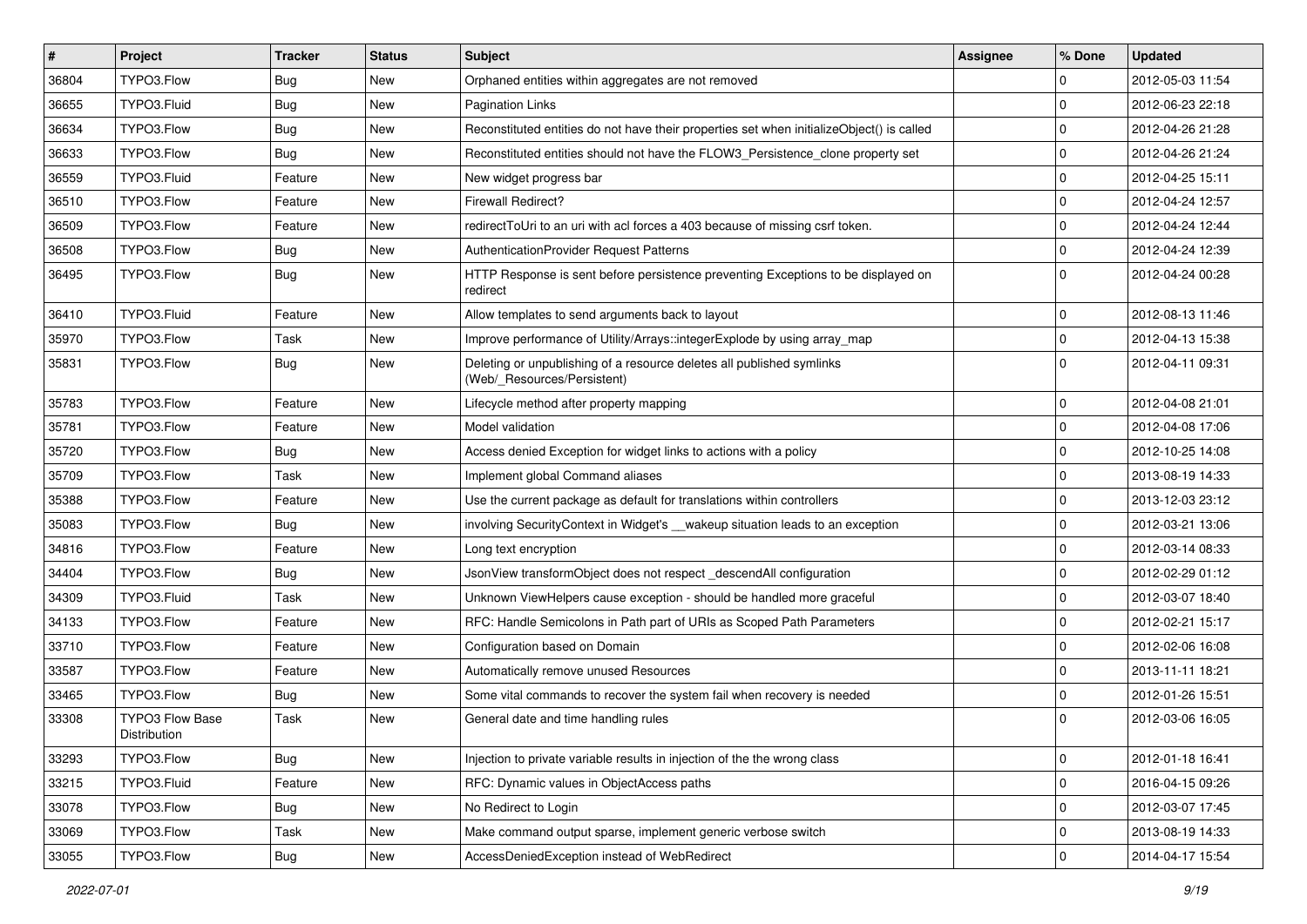| # | Project | Tracker | Status | Subject | Assignee | % Done | Updated |
|---|---|---|---|---|---|---|---|
| 36804 | TYPO3.Flow | Bug | New | Orphaned entities within aggregates are not removed | | 0 | 2012-05-03 11:54 |
| 36655 | TYPO3.Fluid | Bug | New | Pagination Links | | 0 | 2012-06-23 22:18 |
| 36634 | TYPO3.Flow | Bug | New | Reconstituted entities do not have their properties set when initializeObject() is called | | 0 | 2012-04-26 21:28 |
| 36633 | TYPO3.Flow | Bug | New | Reconstituted entities should not have the FLOW3_Persistence_clone property set | | 0 | 2012-04-26 21:24 |
| 36559 | TYPO3.Fluid | Feature | New | New widget progress bar | | 0 | 2012-04-25 15:11 |
| 36510 | TYPO3.Flow | Feature | New | Firewall Redirect? | | 0 | 2012-04-24 12:57 |
| 36509 | TYPO3.Flow | Feature | New | redirectToUri to an uri with acl forces a 403 because of missing csrf token. | | 0 | 2012-04-24 12:44 |
| 36508 | TYPO3.Flow | Bug | New | AuthenticationProvider Request Patterns | | 0 | 2012-04-24 12:39 |
| 36495 | TYPO3.Flow | Bug | New | HTTP Response is sent before persistence preventing Exceptions to be displayed on redirect | | 0 | 2012-04-24 00:28 |
| 36410 | TYPO3.Fluid | Feature | New | Allow templates to send arguments back to layout | | 0 | 2012-08-13 11:46 |
| 35970 | TYPO3.Flow | Task | New | Improve performance of Utility/Arrays::integerExplode by using array_map | | 0 | 2012-04-13 15:38 |
| 35831 | TYPO3.Flow | Bug | New | Deleting or unpublishing of a resource deletes all published symlinks (Web/_Resources/Persistent) | | 0 | 2012-04-11 09:31 |
| 35783 | TYPO3.Flow | Feature | New | Lifecycle method after property mapping | | 0 | 2012-04-08 21:01 |
| 35781 | TYPO3.Flow | Feature | New | Model validation | | 0 | 2012-04-08 17:06 |
| 35720 | TYPO3.Flow | Bug | New | Access denied Exception for widget links to actions with a policy | | 0 | 2012-10-25 14:08 |
| 35709 | TYPO3.Flow | Task | New | Implement global Command aliases | | 0 | 2013-08-19 14:33 |
| 35388 | TYPO3.Flow | Feature | New | Use the current package as default for translations within controllers | | 0 | 2013-12-03 23:12 |
| 35083 | TYPO3.Flow | Bug | New | involving SecurityContext in Widget's __wakeup situation leads to an exception | | 0 | 2012-03-21 13:06 |
| 34816 | TYPO3.Flow | Feature | New | Long text encryption | | 0 | 2012-03-14 08:33 |
| 34404 | TYPO3.Flow | Bug | New | JsonView transformObject does not respect _descendAll configuration | | 0 | 2012-02-29 01:12 |
| 34309 | TYPO3.Fluid | Task | New | Unknown ViewHelpers cause exception - should be handled more graceful | | 0 | 2012-03-07 18:40 |
| 34133 | TYPO3.Flow | Feature | New | RFC: Handle Semicolons in Path part of URIs as Scoped Path Parameters | | 0 | 2012-02-21 15:17 |
| 33710 | TYPO3.Flow | Feature | New | Configuration based on Domain | | 0 | 2012-02-06 16:08 |
| 33587 | TYPO3.Flow | Feature | New | Automatically remove unused Resources | | 0 | 2013-11-11 18:21 |
| 33465 | TYPO3.Flow | Bug | New | Some vital commands to recover the system fail when recovery is needed | | 0 | 2012-01-26 15:51 |
| 33308 | TYPO3 Flow Base Distribution | Task | New | General date and time handling rules | | 0 | 2012-03-06 16:05 |
| 33293 | TYPO3.Flow | Bug | New | Injection to private variable results in injection of the the wrong class | | 0 | 2012-01-18 16:41 |
| 33215 | TYPO3.Fluid | Feature | New | RFC: Dynamic values in ObjectAccess paths | | 0 | 2016-04-15 09:26 |
| 33078 | TYPO3.Flow | Bug | New | No Redirect to Login | | 0 | 2012-03-07 17:45 |
| 33069 | TYPO3.Flow | Task | New | Make command output sparse, implement generic verbose switch | | 0 | 2013-08-19 14:33 |
| 33055 | TYPO3.Flow | Bug | New | AccessDeniedException instead of WebRedirect | | 0 | 2014-04-17 15:54 |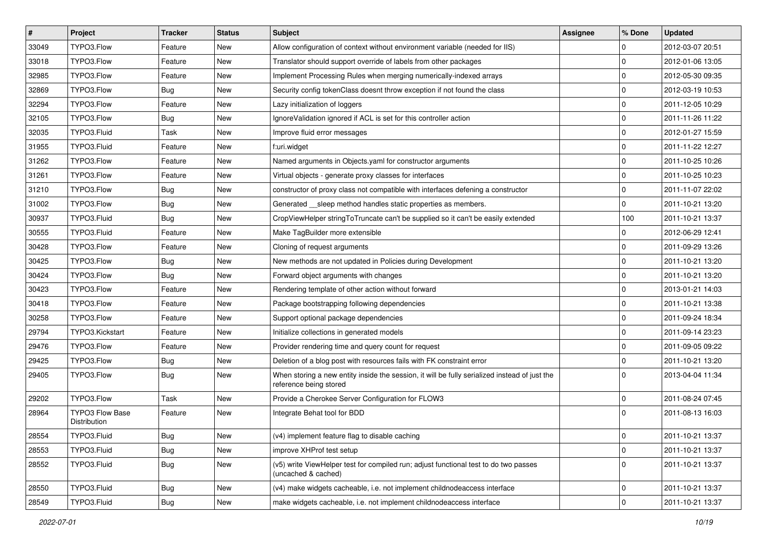| # | Project | Tracker | Status | Subject | Assignee | % Done | Updated |
|---|---|---|---|---|---|---|---|
| 33049 | TYPO3.Flow | Feature | New | Allow configuration of context without environment variable (needed for IIS) | | 0 | 2012-03-07 20:51 |
| 33018 | TYPO3.Flow | Feature | New | Translator should support override of labels from other packages | | 0 | 2012-01-06 13:05 |
| 32985 | TYPO3.Flow | Feature | New | Implement Processing Rules when merging numerically-indexed arrays | | 0 | 2012-05-30 09:35 |
| 32869 | TYPO3.Flow | Bug | New | Security config tokenClass doesnt throw exception if not found the class | | 0 | 2012-03-19 10:53 |
| 32294 | TYPO3.Flow | Feature | New | Lazy initialization of loggers | | 0 | 2011-12-05 10:29 |
| 32105 | TYPO3.Flow | Bug | New | IgnoreValidation ignored if ACL is set for this controller action | | 0 | 2011-11-26 11:22 |
| 32035 | TYPO3.Fluid | Task | New | Improve fluid error messages | | 0 | 2012-01-27 15:59 |
| 31955 | TYPO3.Fluid | Feature | New | f:uri.widget | | 0 | 2011-11-22 12:27 |
| 31262 | TYPO3.Flow | Feature | New | Named arguments in Objects.yaml for constructor arguments | | 0 | 2011-10-25 10:26 |
| 31261 | TYPO3.Flow | Feature | New | Virtual objects - generate proxy classes for interfaces | | 0 | 2011-10-25 10:23 |
| 31210 | TYPO3.Flow | Bug | New | constructor of proxy class not compatible with interfaces defening a constructor | | 0 | 2011-11-07 22:02 |
| 31002 | TYPO3.Flow | Bug | New | Generated __sleep method handles static properties as members. | | 0 | 2011-10-21 13:20 |
| 30937 | TYPO3.Fluid | Bug | New | CropViewHelper stringToTruncate can't be supplied so it can't be easily extended | | 100 | 2011-10-21 13:37 |
| 30555 | TYPO3.Fluid | Feature | New | Make TagBuilder more extensible | | 0 | 2012-06-29 12:41 |
| 30428 | TYPO3.Flow | Feature | New | Cloning of request arguments | | 0 | 2011-09-29 13:26 |
| 30425 | TYPO3.Flow | Bug | New | New methods are not updated in Policies during Development | | 0 | 2011-10-21 13:20 |
| 30424 | TYPO3.Flow | Bug | New | Forward object arguments with changes | | 0 | 2011-10-21 13:20 |
| 30423 | TYPO3.Flow | Feature | New | Rendering template of other action without forward | | 0 | 2013-01-21 14:03 |
| 30418 | TYPO3.Flow | Feature | New | Package bootstrapping following dependencies | | 0 | 2011-10-21 13:38 |
| 30258 | TYPO3.Flow | Feature | New | Support optional package dependencies | | 0 | 2011-09-24 18:34 |
| 29794 | TYPO3.Kickstart | Feature | New | Initialize collections in generated models | | 0 | 2011-09-14 23:23 |
| 29476 | TYPO3.Flow | Feature | New | Provider rendering time and query count for request | | 0 | 2011-09-05 09:22 |
| 29425 | TYPO3.Flow | Bug | New | Deletion of a blog post with resources fails with FK constraint error | | 0 | 2011-10-21 13:20 |
| 29405 | TYPO3.Flow | Bug | New | When storing a new entity inside the session, it will be fully serialized instead of just the reference being stored | | 0 | 2013-04-04 11:34 |
| 29202 | TYPO3.Flow | Task | New | Provide a Cherokee Server Configuration for FLOW3 | | 0 | 2011-08-24 07:45 |
| 28964 | TYPO3 Flow Base Distribution | Feature | New | Integrate Behat tool for BDD | | 0 | 2011-08-13 16:03 |
| 28554 | TYPO3.Fluid | Bug | New | (v4) implement feature flag to disable caching | | 0 | 2011-10-21 13:37 |
| 28553 | TYPO3.Fluid | Bug | New | improve XHProf test setup | | 0 | 2011-10-21 13:37 |
| 28552 | TYPO3.Fluid | Bug | New | (v5) write ViewHelper test for compiled run; adjust functional test to do two passes (uncached & cached) | | 0 | 2011-10-21 13:37 |
| 28550 | TYPO3.Fluid | Bug | New | (v4) make widgets cacheable, i.e. not implement childnodeaccess interface | | 0 | 2011-10-21 13:37 |
| 28549 | TYPO3.Fluid | Bug | New | make widgets cacheable, i.e. not implement childnodeaccess interface | | 0 | 2011-10-21 13:37 |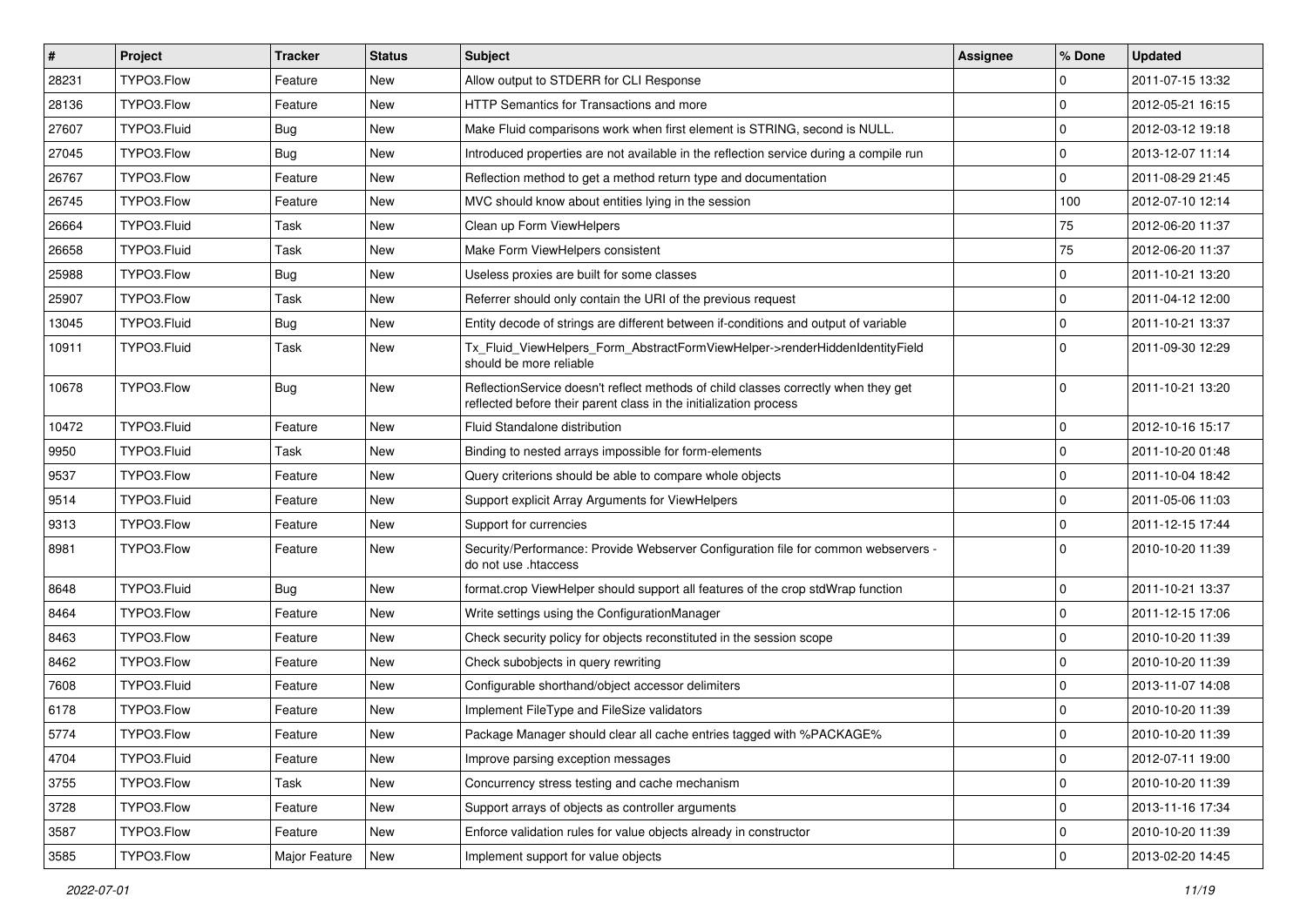| # | Project | Tracker | Status | Subject | Assignee | % Done | Updated |
|---|---|---|---|---|---|---|---|
| 28231 | TYPO3.Flow | Feature | New | Allow output to STDERR for CLI Response | | 0 | 2011-07-15 13:32 |
| 28136 | TYPO3.Flow | Feature | New | HTTP Semantics for Transactions and more | | 0 | 2012-05-21 16:15 |
| 27607 | TYPO3.Fluid | Bug | New | Make Fluid comparisons work when first element is STRING, second is NULL. | | 0 | 2012-03-12 19:18 |
| 27045 | TYPO3.Flow | Bug | New | Introduced properties are not available in the reflection service during a compile run | | 0 | 2013-12-07 11:14 |
| 26767 | TYPO3.Flow | Feature | New | Reflection method to get a method return type and documentation | | 0 | 2011-08-29 21:45 |
| 26745 | TYPO3.Flow | Feature | New | MVC should know about entities lying in the session | | 100 | 2012-07-10 12:14 |
| 26664 | TYPO3.Fluid | Task | New | Clean up Form ViewHelpers | | 75 | 2012-06-20 11:37 |
| 26658 | TYPO3.Fluid | Task | New | Make Form ViewHelpers consistent | | 75 | 2012-06-20 11:37 |
| 25988 | TYPO3.Flow | Bug | New | Useless proxies are built for some classes | | 0 | 2011-10-21 13:20 |
| 25907 | TYPO3.Flow | Task | New | Referrer should only contain the URI of the previous request | | 0 | 2011-04-12 12:00 |
| 13045 | TYPO3.Fluid | Bug | New | Entity decode of strings are different between if-conditions and output of variable | | 0 | 2011-10-21 13:37 |
| 10911 | TYPO3.Fluid | Task | New | Tx_Fluid_ViewHelpers_Form_AbstractFormViewHelper->renderHiddenIdentityField should be more reliable | | 0 | 2011-09-30 12:29 |
| 10678 | TYPO3.Flow | Bug | New | ReflectionService doesn't reflect methods of child classes correctly when they get reflected before their parent class in the initialization process | | 0 | 2011-10-21 13:20 |
| 10472 | TYPO3.Fluid | Feature | New | Fluid Standalone distribution | | 0 | 2012-10-16 15:17 |
| 9950 | TYPO3.Fluid | Task | New | Binding to nested arrays impossible for form-elements | | 0 | 2011-10-20 01:48 |
| 9537 | TYPO3.Flow | Feature | New | Query criterions should be able to compare whole objects | | 0 | 2011-10-04 18:42 |
| 9514 | TYPO3.Fluid | Feature | New | Support explicit Array Arguments for ViewHelpers | | 0 | 2011-05-06 11:03 |
| 9313 | TYPO3.Flow | Feature | New | Support for currencies | | 0 | 2011-12-15 17:44 |
| 8981 | TYPO3.Flow | Feature | New | Security/Performance: Provide Webserver Configuration file for common webservers - do not use .htaccess | | 0 | 2010-10-20 11:39 |
| 8648 | TYPO3.Fluid | Bug | New | format.crop ViewHelper should support all features of the crop stdWrap function | | 0 | 2011-10-21 13:37 |
| 8464 | TYPO3.Flow | Feature | New | Write settings using the ConfigurationManager | | 0 | 2011-12-15 17:06 |
| 8463 | TYPO3.Flow | Feature | New | Check security policy for objects reconstituted in the session scope | | 0 | 2010-10-20 11:39 |
| 8462 | TYPO3.Flow | Feature | New | Check subobjects in query rewriting | | 0 | 2010-10-20 11:39 |
| 7608 | TYPO3.Fluid | Feature | New | Configurable shorthand/object accessor delimiters | | 0 | 2013-11-07 14:08 |
| 6178 | TYPO3.Flow | Feature | New | Implement FileType and FileSize validators | | 0 | 2010-10-20 11:39 |
| 5774 | TYPO3.Flow | Feature | New | Package Manager should clear all cache entries tagged with %PACKAGE% | | 0 | 2010-10-20 11:39 |
| 4704 | TYPO3.Fluid | Feature | New | Improve parsing exception messages | | 0 | 2012-07-11 19:00 |
| 3755 | TYPO3.Flow | Task | New | Concurrency stress testing and cache mechanism | | 0 | 2010-10-20 11:39 |
| 3728 | TYPO3.Flow | Feature | New | Support arrays of objects as controller arguments | | 0 | 2013-11-16 17:34 |
| 3587 | TYPO3.Flow | Feature | New | Enforce validation rules for value objects already in constructor | | 0 | 2010-10-20 11:39 |
| 3585 | TYPO3.Flow | Major Feature | New | Implement support for value objects | | 0 | 2013-02-20 14:45 |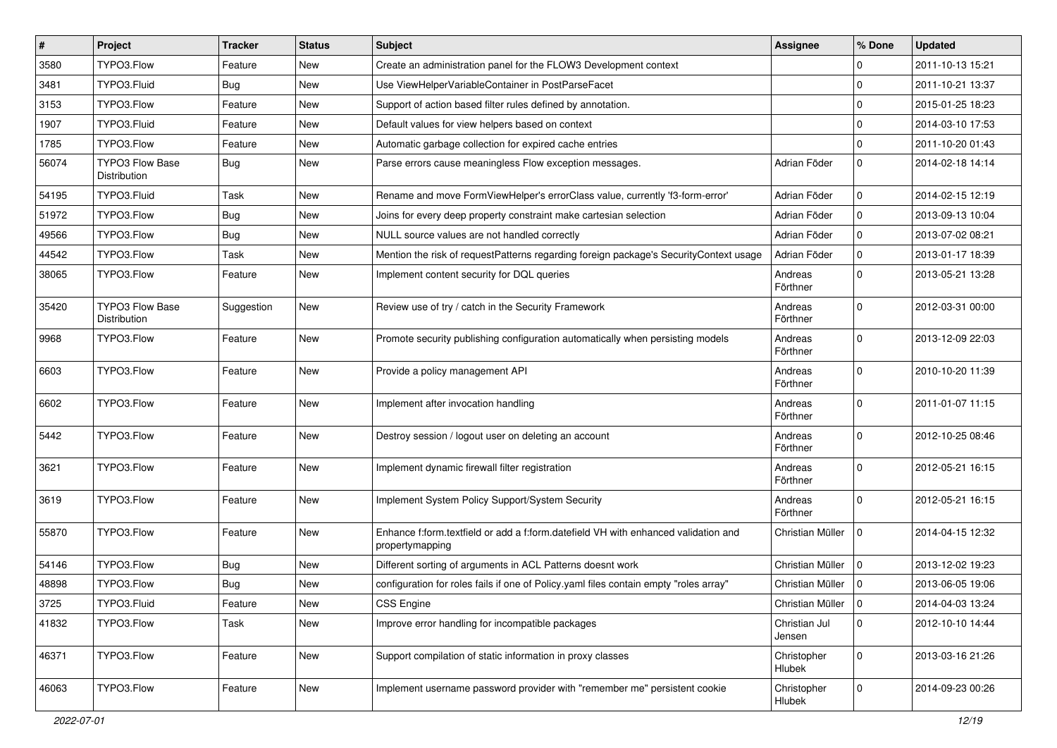| # | Project | Tracker | Status | Subject | Assignee | % Done | Updated |
|---|---|---|---|---|---|---|---|
| 3580 | TYPO3.Flow | Feature | New | Create an administration panel for the FLOW3 Development context | | 0 | 2011-10-13 15:21 |
| 3481 | TYPO3.Fluid | Bug | New | Use ViewHelperVariableContainer in PostParseFacet | | 0 | 2011-10-21 13:37 |
| 3153 | TYPO3.Flow | Feature | New | Support of action based filter rules defined by annotation. | | 0 | 2015-01-25 18:23 |
| 1907 | TYPO3.Fluid | Feature | New | Default values for view helpers based on context | | 0 | 2014-03-10 17:53 |
| 1785 | TYPO3.Flow | Feature | New | Automatic garbage collection for expired cache entries | | 0 | 2011-10-20 01:43 |
| 56074 | TYPO3 Flow Base Distribution | Bug | New | Parse errors cause meaningless Flow exception messages. | Adrian Föder | 0 | 2014-02-18 14:14 |
| 54195 | TYPO3.Fluid | Task | New | Rename and move FormViewHelper's errorClass value, currently 'f3-form-error' | Adrian Föder | 0 | 2014-02-15 12:19 |
| 51972 | TYPO3.Flow | Bug | New | Joins for every deep property constraint make cartesian selection | Adrian Föder | 0 | 2013-09-13 10:04 |
| 49566 | TYPO3.Flow | Bug | New | NULL source values are not handled correctly | Adrian Föder | 0 | 2013-07-02 08:21 |
| 44542 | TYPO3.Flow | Task | New | Mention the risk of requestPatterns regarding foreign package's SecurityContext usage | Adrian Föder | 0 | 2013-01-17 18:39 |
| 38065 | TYPO3.Flow | Feature | New | Implement content security for DQL queries | Andreas Förthner | 0 | 2013-05-21 13:28 |
| 35420 | TYPO3 Flow Base Distribution | Suggestion | New | Review use of try / catch in the Security Framework | Andreas Förthner | 0 | 2012-03-31 00:00 |
| 9968 | TYPO3.Flow | Feature | New | Promote security publishing configuration automatically when persisting models | Andreas Förthner | 0 | 2013-12-09 22:03 |
| 6603 | TYPO3.Flow | Feature | New | Provide a policy management API | Andreas Förthner | 0 | 2010-10-20 11:39 |
| 6602 | TYPO3.Flow | Feature | New | Implement after invocation handling | Andreas Förthner | 0 | 2011-01-07 11:15 |
| 5442 | TYPO3.Flow | Feature | New | Destroy session / logout user on deleting an account | Andreas Förthner | 0 | 2012-10-25 08:46 |
| 3621 | TYPO3.Flow | Feature | New | Implement dynamic firewall filter registration | Andreas Förthner | 0 | 2012-05-21 16:15 |
| 3619 | TYPO3.Flow | Feature | New | Implement System Policy Support/System Security | Andreas Förthner | 0 | 2012-05-21 16:15 |
| 55870 | TYPO3.Flow | Feature | New | Enhance f:form.textfield or add a f:form.datefield VH with enhanced validation and propertymapping | Christian Müller | 0 | 2014-04-15 12:32 |
| 54146 | TYPO3.Flow | Bug | New | Different sorting of arguments in ACL Patterns doesnt work | Christian Müller | 0 | 2013-12-02 19:23 |
| 48898 | TYPO3.Flow | Bug | New | configuration for roles fails if one of Policy.yaml files contain empty "roles array" | Christian Müller | 0 | 2013-06-05 19:06 |
| 3725 | TYPO3.Fluid | Feature | New | CSS Engine | Christian Müller | 0 | 2014-04-03 13:24 |
| 41832 | TYPO3.Flow | Task | New | Improve error handling for incompatible packages | Christian Jul Jensen | 0 | 2012-10-10 14:44 |
| 46371 | TYPO3.Flow | Feature | New | Support compilation of static information in proxy classes | Christopher Hlubek | 0 | 2013-03-16 21:26 |
| 46063 | TYPO3.Flow | Feature | New | Implement username password provider with "remember me" persistent cookie | Christopher Hlubek | 0 | 2014-09-23 00:26 |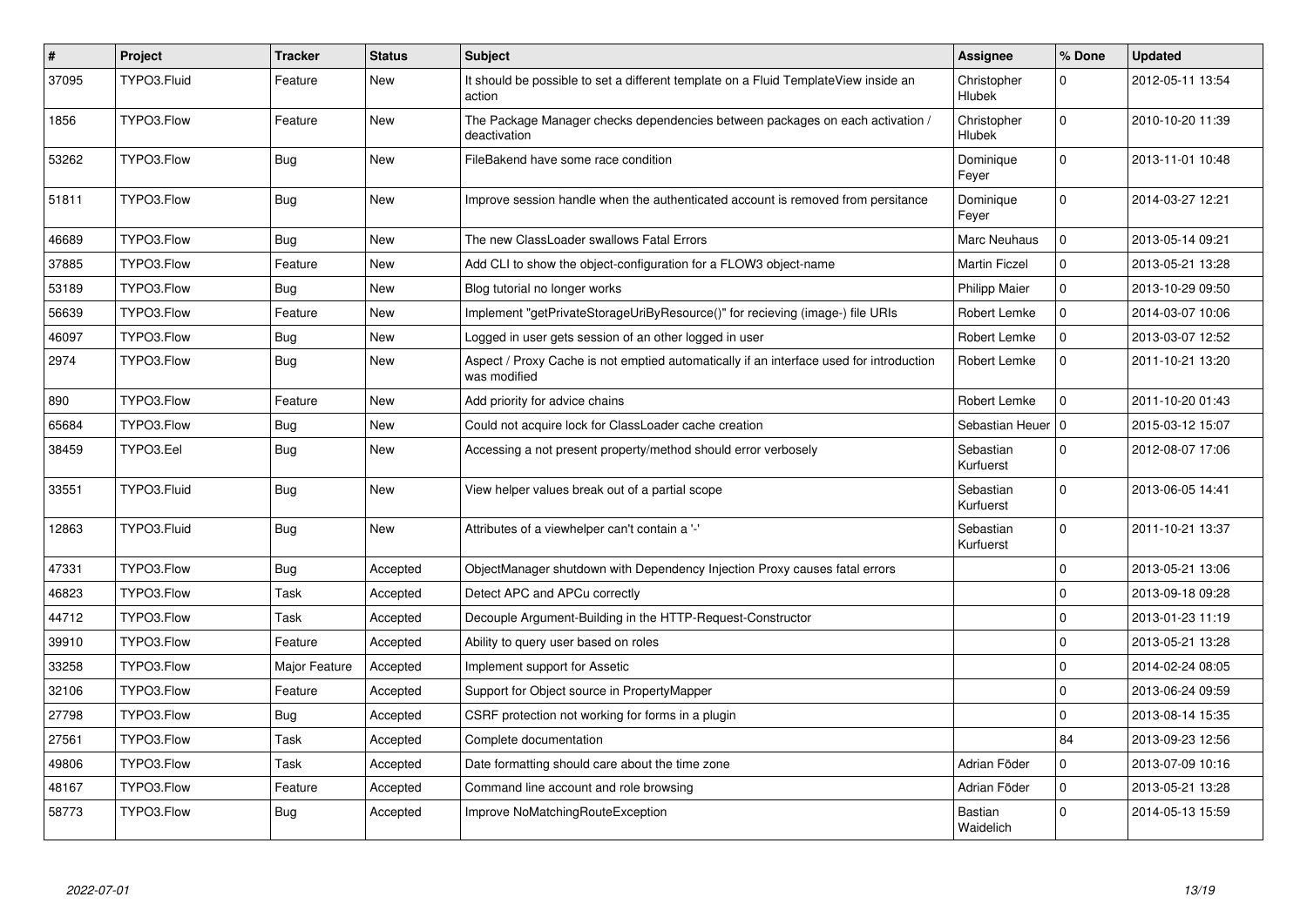| # | Project | Tracker | Status | Subject | Assignee | % Done | Updated |
|---|---|---|---|---|---|---|---|
| 37095 | TYPO3.Fluid | Feature | New | It should be possible to set a different template on a Fluid TemplateView inside an action | Christopher Hlubek | 0 | 2012-05-11 13:54 |
| 1856 | TYPO3.Flow | Feature | New | The Package Manager checks dependencies between packages on each activation / deactivation | Christopher Hlubek | 0 | 2010-10-20 11:39 |
| 53262 | TYPO3.Flow | Bug | New | FileBakend have some race condition | Dominique Feyer | 0 | 2013-11-01 10:48 |
| 51811 | TYPO3.Flow | Bug | New | Improve session handle when the authenticated account is removed from persitance | Dominique Feyer | 0 | 2014-03-27 12:21 |
| 46689 | TYPO3.Flow | Bug | New | The new ClassLoader swallows Fatal Errors | Marc Neuhaus | 0 | 2013-05-14 09:21 |
| 37885 | TYPO3.Flow | Feature | New | Add CLI to show the object-configuration for a FLOW3 object-name | Martin Ficzel | 0 | 2013-05-21 13:28 |
| 53189 | TYPO3.Flow | Bug | New | Blog tutorial no longer works | Philipp Maier | 0 | 2013-10-29 09:50 |
| 56639 | TYPO3.Flow | Feature | New | Implement "getPrivateStorageUriByResource()" for recieving (image-) file URIs | Robert Lemke | 0 | 2014-03-07 10:06 |
| 46097 | TYPO3.Flow | Bug | New | Logged in user gets session of an other logged in user | Robert Lemke | 0 | 2013-03-07 12:52 |
| 2974 | TYPO3.Flow | Bug | New | Aspect / Proxy Cache is not emptied automatically if an interface used for introduction was modified | Robert Lemke | 0 | 2011-10-21 13:20 |
| 890 | TYPO3.Flow | Feature | New | Add priority for advice chains | Robert Lemke | 0 | 2011-10-20 01:43 |
| 65684 | TYPO3.Flow | Bug | New | Could not acquire lock for ClassLoader cache creation | Sebastian Heuer | 0 | 2015-03-12 15:07 |
| 38459 | TYPO3.Eel | Bug | New | Accessing a not present property/method should error verbosely | Sebastian Kurfuerst | 0 | 2012-08-07 17:06 |
| 33551 | TYPO3.Fluid | Bug | New | View helper values break out of a partial scope | Sebastian Kurfuerst | 0 | 2013-06-05 14:41 |
| 12863 | TYPO3.Fluid | Bug | New | Attributes of a viewhelper can't contain a '-' | Sebastian Kurfuerst | 0 | 2011-10-21 13:37 |
| 47331 | TYPO3.Flow | Bug | Accepted | ObjectManager shutdown with Dependency Injection Proxy causes fatal errors | | 0 | 2013-05-21 13:06 |
| 46823 | TYPO3.Flow | Task | Accepted | Detect APC and APCu correctly | | 0 | 2013-09-18 09:28 |
| 44712 | TYPO3.Flow | Task | Accepted | Decouple Argument-Building in the HTTP-Request-Constructor | | 0 | 2013-01-23 11:19 |
| 39910 | TYPO3.Flow | Feature | Accepted | Ability to query user based on roles | | 0 | 2013-05-21 13:28 |
| 33258 | TYPO3.Flow | Major Feature | Accepted | Implement support for Assetic | | 0 | 2014-02-24 08:05 |
| 32106 | TYPO3.Flow | Feature | Accepted | Support for Object source in PropertyMapper | | 0 | 2013-06-24 09:59 |
| 27798 | TYPO3.Flow | Bug | Accepted | CSRF protection not working for forms in a plugin | | 0 | 2013-08-14 15:35 |
| 27561 | TYPO3.Flow | Task | Accepted | Complete documentation | | 84 | 2013-09-23 12:56 |
| 49806 | TYPO3.Flow | Task | Accepted | Date formatting should care about the time zone | Adrian Föder | 0 | 2013-07-09 10:16 |
| 48167 | TYPO3.Flow | Feature | Accepted | Command line account and role browsing | Adrian Föder | 0 | 2013-05-21 13:28 |
| 58773 | TYPO3.Flow | Bug | Accepted | Improve NoMatchingRouteException | Bastian Waidelich | 0 | 2014-05-13 15:59 |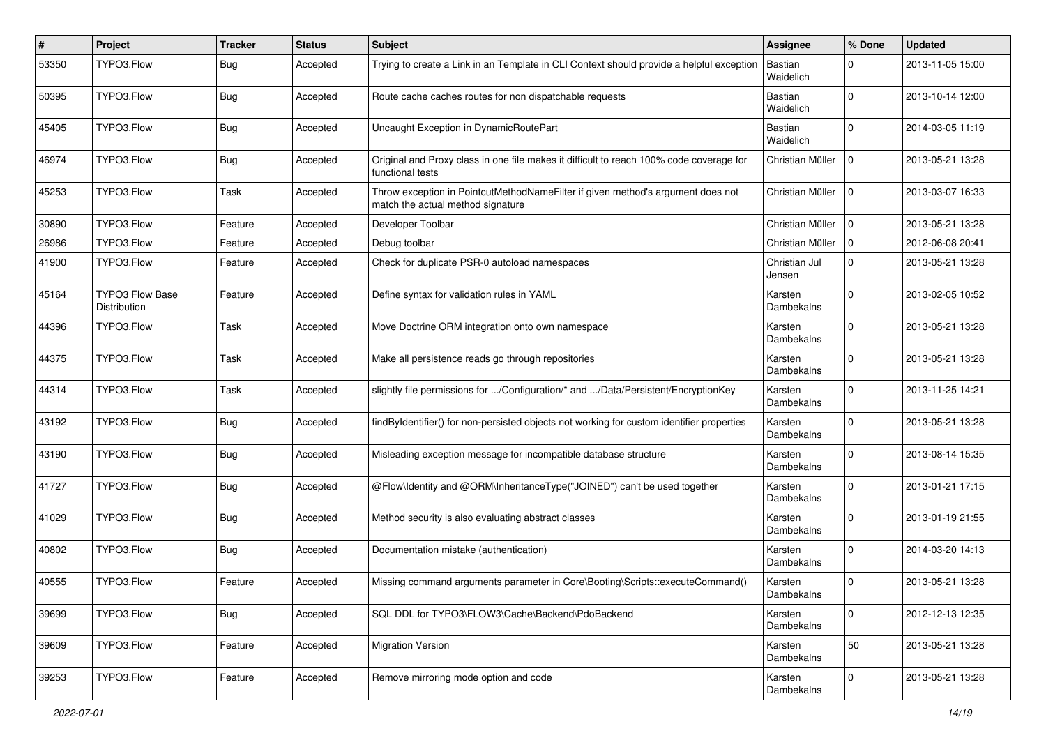| # | Project | Tracker | Status | Subject | Assignee | % Done | Updated |
| --- | --- | --- | --- | --- | --- | --- | --- |
| 53350 | TYPO3.Flow | Bug | Accepted | Trying to create a Link in an Template in CLI Context should provide a helpful exception | Bastian Waidelich | 0 | 2013-11-05 15:00 |
| 50395 | TYPO3.Flow | Bug | Accepted | Route cache caches routes for non dispatchable requests | Bastian Waidelich | 0 | 2013-10-14 12:00 |
| 45405 | TYPO3.Flow | Bug | Accepted | Uncaught Exception in DynamicRoutePart | Bastian Waidelich | 0 | 2014-03-05 11:19 |
| 46974 | TYPO3.Flow | Bug | Accepted | Original and Proxy class in one file makes it difficult to reach 100% code coverage for functional tests | Christian Müller | 0 | 2013-05-21 13:28 |
| 45253 | TYPO3.Flow | Task | Accepted | Throw exception in PointcutMethodNameFilter if given method's argument does not match the actual method signature | Christian Müller | 0 | 2013-03-07 16:33 |
| 30890 | TYPO3.Flow | Feature | Accepted | Developer Toolbar | Christian Müller | 0 | 2013-05-21 13:28 |
| 26986 | TYPO3.Flow | Feature | Accepted | Debug toolbar | Christian Müller | 0 | 2012-06-08 20:41 |
| 41900 | TYPO3.Flow | Feature | Accepted | Check for duplicate PSR-0 autoload namespaces | Christian Jul Jensen | 0 | 2013-05-21 13:28 |
| 45164 | TYPO3 Flow Base Distribution | Feature | Accepted | Define syntax for validation rules in YAML | Karsten Dambekalns | 0 | 2013-02-05 10:52 |
| 44396 | TYPO3.Flow | Task | Accepted | Move Doctrine ORM integration onto own namespace | Karsten Dambekalns | 0 | 2013-05-21 13:28 |
| 44375 | TYPO3.Flow | Task | Accepted | Make all persistence reads go through repositories | Karsten Dambekalns | 0 | 2013-05-21 13:28 |
| 44314 | TYPO3.Flow | Task | Accepted | slightly file permissions for .../Configuration/* and .../Data/Persistent/EncryptionKey | Karsten Dambekalns | 0 | 2013-11-25 14:21 |
| 43192 | TYPO3.Flow | Bug | Accepted | findByIdentifier() for non-persisted objects not working for custom identifier properties | Karsten Dambekalns | 0 | 2013-05-21 13:28 |
| 43190 | TYPO3.Flow | Bug | Accepted | Misleading exception message for incompatible database structure | Karsten Dambekalns | 0 | 2013-08-14 15:35 |
| 41727 | TYPO3.Flow | Bug | Accepted | @Flow\Identity and @ORM\InheritanceType("JOINED") can't be used together | Karsten Dambekalns | 0 | 2013-01-21 17:15 |
| 41029 | TYPO3.Flow | Bug | Accepted | Method security is also evaluating abstract classes | Karsten Dambekalns | 0 | 2013-01-19 21:55 |
| 40802 | TYPO3.Flow | Bug | Accepted | Documentation mistake (authentication) | Karsten Dambekalns | 0 | 2014-03-20 14:13 |
| 40555 | TYPO3.Flow | Feature | Accepted | Missing command arguments parameter in Core\Booting\Scripts::executeCommand() | Karsten Dambekalns | 0 | 2013-05-21 13:28 |
| 39699 | TYPO3.Flow | Bug | Accepted | SQL DDL for TYPO3\FLOW3\Cache\Backend\PdoBackend | Karsten Dambekalns | 0 | 2012-12-13 12:35 |
| 39609 | TYPO3.Flow | Feature | Accepted | Migration Version | Karsten Dambekalns | 50 | 2013-05-21 13:28 |
| 39253 | TYPO3.Flow | Feature | Accepted | Remove mirroring mode option and code | Karsten Dambekalns | 0 | 2013-05-21 13:28 |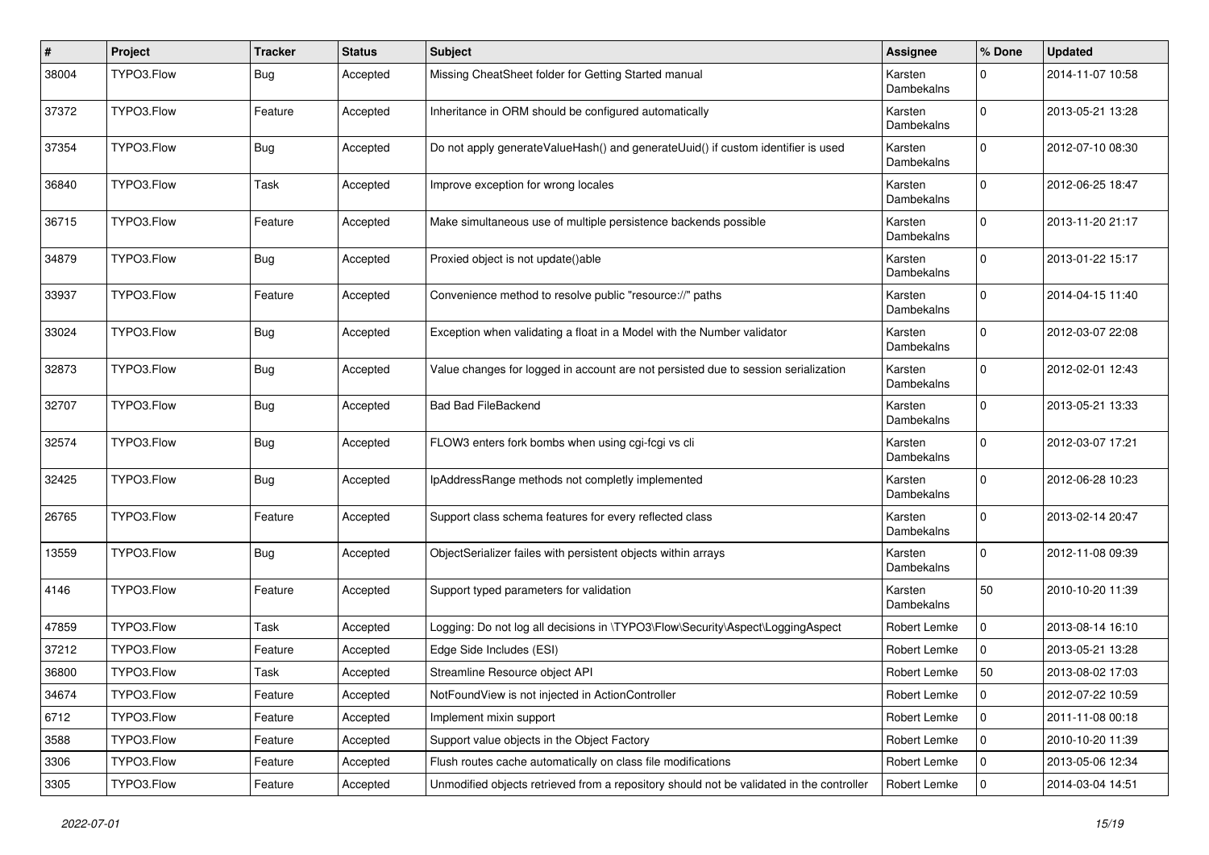| # | Project | Tracker | Status | Subject | Assignee | % Done | Updated |
|---|---|---|---|---|---|---|---|
| 38004 | TYPO3.Flow | Bug | Accepted | Missing CheatSheet folder for Getting Started manual | Karsten Dambekalns | 0 | 2014-11-07 10:58 |
| 37372 | TYPO3.Flow | Feature | Accepted | Inheritance in ORM should be configured automatically | Karsten Dambekalns | 0 | 2013-05-21 13:28 |
| 37354 | TYPO3.Flow | Bug | Accepted | Do not apply generateValueHash() and generateUuid() if custom identifier is used | Karsten Dambekalns | 0 | 2012-07-10 08:30 |
| 36840 | TYPO3.Flow | Task | Accepted | Improve exception for wrong locales | Karsten Dambekalns | 0 | 2012-06-25 18:47 |
| 36715 | TYPO3.Flow | Feature | Accepted | Make simultaneous use of multiple persistence backends possible | Karsten Dambekalns | 0 | 2013-11-20 21:17 |
| 34879 | TYPO3.Flow | Bug | Accepted | Proxied object is not update()able | Karsten Dambekalns | 0 | 2013-01-22 15:17 |
| 33937 | TYPO3.Flow | Feature | Accepted | Convenience method to resolve public "resource://" paths | Karsten Dambekalns | 0 | 2014-04-15 11:40 |
| 33024 | TYPO3.Flow | Bug | Accepted | Exception when validating a float in a Model with the Number validator | Karsten Dambekalns | 0 | 2012-03-07 22:08 |
| 32873 | TYPO3.Flow | Bug | Accepted | Value changes for logged in account are not persisted due to session serialization | Karsten Dambekalns | 0 | 2012-02-01 12:43 |
| 32707 | TYPO3.Flow | Bug | Accepted | Bad Bad FileBackend | Karsten Dambekalns | 0 | 2013-05-21 13:33 |
| 32574 | TYPO3.Flow | Bug | Accepted | FLOW3 enters fork bombs when using cgi-fcgi vs cli | Karsten Dambekalns | 0 | 2012-03-07 17:21 |
| 32425 | TYPO3.Flow | Bug | Accepted | IpAddressRange methods not completly implemented | Karsten Dambekalns | 0 | 2012-06-28 10:23 |
| 26765 | TYPO3.Flow | Feature | Accepted | Support class schema features for every reflected class | Karsten Dambekalns | 0 | 2013-02-14 20:47 |
| 13559 | TYPO3.Flow | Bug | Accepted | ObjectSerializer failes with persistent objects within arrays | Karsten Dambekalns | 0 | 2012-11-08 09:39 |
| 4146 | TYPO3.Flow | Feature | Accepted | Support typed parameters for validation | Karsten Dambekalns | 50 | 2010-10-20 11:39 |
| 47859 | TYPO3.Flow | Task | Accepted | Logging: Do not log all decisions in \TYPO3\Flow\Security\Aspect\LoggingAspect | Robert Lemke | 0 | 2013-08-14 16:10 |
| 37212 | TYPO3.Flow | Feature | Accepted | Edge Side Includes (ESI) | Robert Lemke | 0 | 2013-05-21 13:28 |
| 36800 | TYPO3.Flow | Task | Accepted | Streamline Resource object API | Robert Lemke | 50 | 2013-08-02 17:03 |
| 34674 | TYPO3.Flow | Feature | Accepted | NotFoundView is not injected in ActionController | Robert Lemke | 0 | 2012-07-22 10:59 |
| 6712 | TYPO3.Flow | Feature | Accepted | Implement mixin support | Robert Lemke | 0 | 2011-11-08 00:18 |
| 3588 | TYPO3.Flow | Feature | Accepted | Support value objects in the Object Factory | Robert Lemke | 0 | 2010-10-20 11:39 |
| 3306 | TYPO3.Flow | Feature | Accepted | Flush routes cache automatically on class file modifications | Robert Lemke | 0 | 2013-05-06 12:34 |
| 3305 | TYPO3.Flow | Feature | Accepted | Unmodified objects retrieved from a repository should not be validated in the controller | Robert Lemke | 0 | 2014-03-04 14:51 |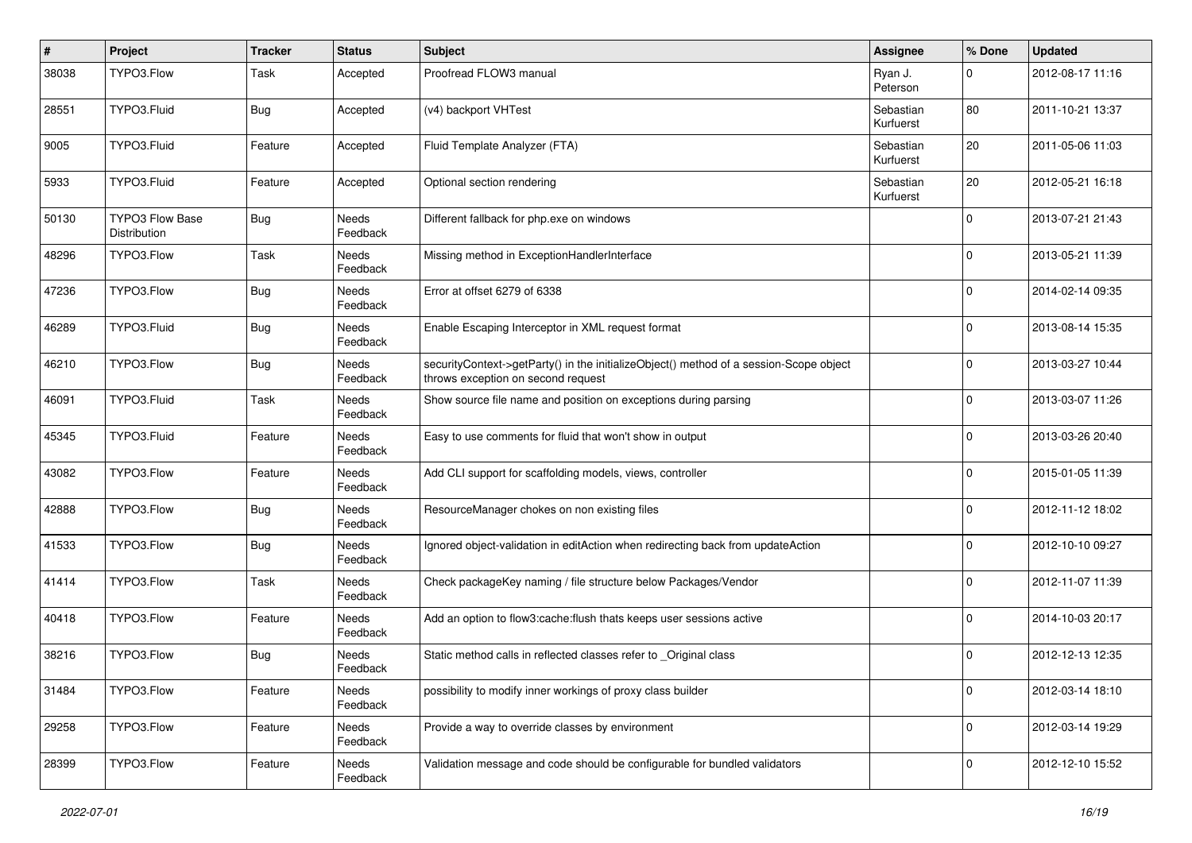| # | Project | Tracker | Status | Subject | Assignee | % Done | Updated |
|---|---|---|---|---|---|---|---|
| 38038 | TYPO3.Flow | Task | Accepted | Proofread FLOW3 manual | Ryan J. Peterson | 0 | 2012-08-17 11:16 |
| 28551 | TYPO3.Fluid | Bug | Accepted | (v4) backport VHTest | Sebastian Kurfuerst | 80 | 2011-10-21 13:37 |
| 9005 | TYPO3.Fluid | Feature | Accepted | Fluid Template Analyzer (FTA) | Sebastian Kurfuerst | 20 | 2011-05-06 11:03 |
| 5933 | TYPO3.Fluid | Feature | Accepted | Optional section rendering | Sebastian Kurfuerst | 20 | 2012-05-21 16:18 |
| 50130 | TYPO3 Flow Base Distribution | Bug | Needs Feedback | Different fallback for php.exe on windows | | 0 | 2013-07-21 21:43 |
| 48296 | TYPO3.Flow | Task | Needs Feedback | Missing method in ExceptionHandlerInterface | | 0 | 2013-05-21 11:39 |
| 47236 | TYPO3.Flow | Bug | Needs Feedback | Error at offset 6279 of 6338 | | 0 | 2014-02-14 09:35 |
| 46289 | TYPO3.Fluid | Bug | Needs Feedback | Enable Escaping Interceptor in XML request format | | 0 | 2013-08-14 15:35 |
| 46210 | TYPO3.Flow | Bug | Needs Feedback | securityContext->getParty() in the initializeObject() method of a session-Scope object throws exception on second request | | 0 | 2013-03-27 10:44 |
| 46091 | TYPO3.Fluid | Task | Needs Feedback | Show source file name and position on exceptions during parsing | | 0 | 2013-03-07 11:26 |
| 45345 | TYPO3.Fluid | Feature | Needs Feedback | Easy to use comments for fluid that won't show in output | | 0 | 2013-03-26 20:40 |
| 43082 | TYPO3.Flow | Feature | Needs Feedback | Add CLI support for scaffolding models, views, controller | | 0 | 2015-01-05 11:39 |
| 42888 | TYPO3.Flow | Bug | Needs Feedback | ResourceManager chokes on non existing files | | 0 | 2012-11-12 18:02 |
| 41533 | TYPO3.Flow | Bug | Needs Feedback | Ignored object-validation in editAction when redirecting back from updateAction | | 0 | 2012-10-10 09:27 |
| 41414 | TYPO3.Flow | Task | Needs Feedback | Check packageKey naming / file structure below Packages/Vendor | | 0 | 2012-11-07 11:39 |
| 40418 | TYPO3.Flow | Feature | Needs Feedback | Add an option to flow3:cache:flush thats keeps user sessions active | | 0 | 2014-10-03 20:17 |
| 38216 | TYPO3.Flow | Bug | Needs Feedback | Static method calls in reflected classes refer to _Original class | | 0 | 2012-12-13 12:35 |
| 31484 | TYPO3.Flow | Feature | Needs Feedback | possibility to modify inner workings of proxy class builder | | 0 | 2012-03-14 18:10 |
| 29258 | TYPO3.Flow | Feature | Needs Feedback | Provide a way to override classes by environment | | 0 | 2012-03-14 19:29 |
| 28399 | TYPO3.Flow | Feature | Needs Feedback | Validation message and code should be configurable for bundled validators | | 0 | 2012-12-10 15:52 |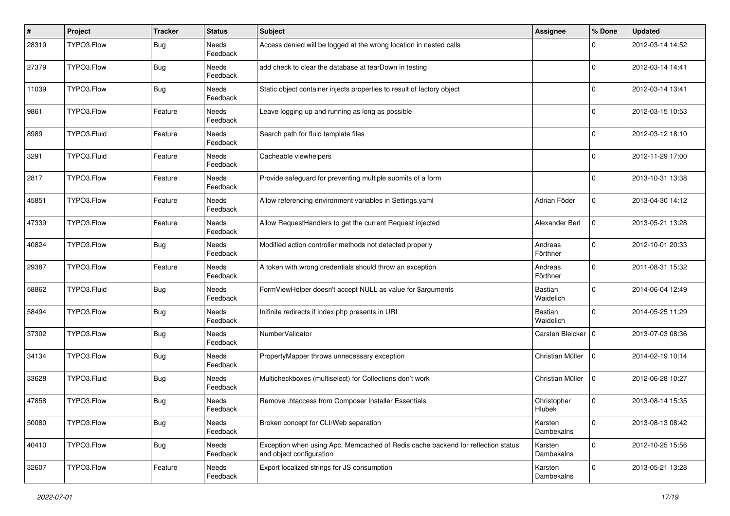| # | Project | Tracker | Status | Subject | Assignee | % Done | Updated |
|---|---|---|---|---|---|---|---|
| 28319 | TYPO3.Flow | Bug | Needs Feedback | Access denied will be logged at the wrong location in nested calls | | 0 | 2012-03-14 14:52 |
| 27379 | TYPO3.Flow | Bug | Needs Feedback | add check to clear the database at tearDown in testing | | 0 | 2012-03-14 14:41 |
| 11039 | TYPO3.Flow | Bug | Needs Feedback | Static object container injects properties to result of factory object | | 0 | 2012-03-14 13:41 |
| 9861 | TYPO3.Flow | Feature | Needs Feedback | Leave logging up and running as long as possible | | 0 | 2012-03-15 10:53 |
| 8989 | TYPO3.Fluid | Feature | Needs Feedback | Search path for fluid template files | | 0 | 2012-03-12 18:10 |
| 3291 | TYPO3.Fluid | Feature | Needs Feedback | Cacheable viewhelpers | | 0 | 2012-11-29 17:00 |
| 2817 | TYPO3.Flow | Feature | Needs Feedback | Provide safeguard for preventing multiple submits of a form | | 0 | 2013-10-31 13:38 |
| 45851 | TYPO3.Flow | Feature | Needs Feedback | Allow referencing environment variables in Settings.yaml | Adrian Föder | 0 | 2013-04-30 14:12 |
| 47339 | TYPO3.Flow | Feature | Needs Feedback | Allow RequestHandlers to get the current Request injected | Alexander Berl | 0 | 2013-05-21 13:28 |
| 40824 | TYPO3.Flow | Bug | Needs Feedback | Modified action controller methods not detected properly | Andreas Förthner | 0 | 2012-10-01 20:33 |
| 29387 | TYPO3.Flow | Feature | Needs Feedback | A token with wrong credentials should throw an exception | Andreas Förthner | 0 | 2011-08-31 15:32 |
| 58862 | TYPO3.Fluid | Bug | Needs Feedback | FormViewHelper doesn't accept NULL as value for $arguments | Bastian Waidelich | 0 | 2014-06-04 12:49 |
| 58494 | TYPO3.Flow | Bug | Needs Feedback | Inifinite redirects if index.php presents in URI | Bastian Waidelich | 0 | 2014-05-25 11:29 |
| 37302 | TYPO3.Flow | Bug | Needs Feedback | NumberValidator | Carsten Bleicker | 0 | 2013-07-03 08:36 |
| 34134 | TYPO3.Flow | Bug | Needs Feedback | PropertyMapper throws unnecessary exception | Christian Müller | 0 | 2014-02-19 10:14 |
| 33628 | TYPO3.Fluid | Bug | Needs Feedback | Multicheckboxes (multiselect) for Collections don't work | Christian Müller | 0 | 2012-06-28 10:27 |
| 47858 | TYPO3.Flow | Bug | Needs Feedback | Remove .htaccess from Composer Installer Essentials | Christopher Hlubek | 0 | 2013-08-14 15:35 |
| 50080 | TYPO3.Flow | Bug | Needs Feedback | Broken concept for CLI/Web separation | Karsten Dambekalns | 0 | 2013-08-13 08:42 |
| 40410 | TYPO3.Flow | Bug | Needs Feedback | Exception when using Apc, Memcached of Redis cache backend for reflection status and object configuration | Karsten Dambekalns | 0 | 2012-10-25 15:56 |
| 32607 | TYPO3.Flow | Feature | Needs Feedback | Export localized strings for JS consumption | Karsten Dambekalns | 0 | 2013-05-21 13:28 |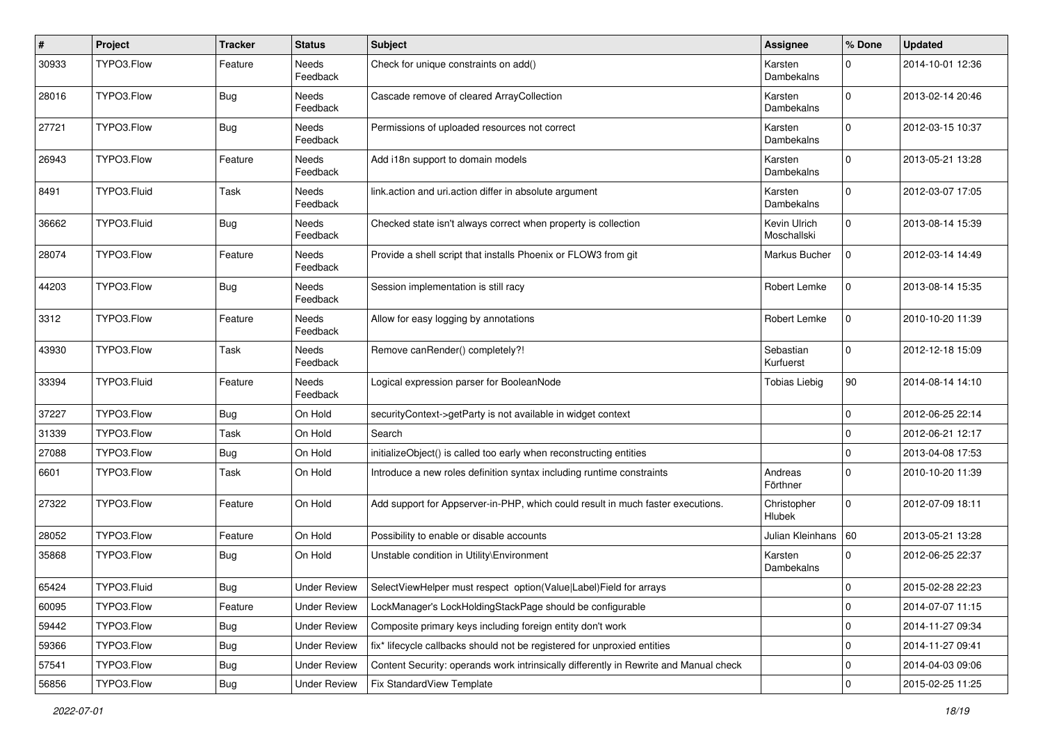| # | Project | Tracker | Status | Subject | Assignee | % Done | Updated |
|---|---|---|---|---|---|---|---|
| 30933 | TYPO3.Flow | Feature | Needs Feedback | Check for unique constraints on add() | Karsten Dambekalns | 0 | 2014-10-01 12:36 |
| 28016 | TYPO3.Flow | Bug | Needs Feedback | Cascade remove of cleared ArrayCollection | Karsten Dambekalns | 0 | 2013-02-14 20:46 |
| 27721 | TYPO3.Flow | Bug | Needs Feedback | Permissions of uploaded resources not correct | Karsten Dambekalns | 0 | 2012-03-15 10:37 |
| 26943 | TYPO3.Flow | Feature | Needs Feedback | Add i18n support to domain models | Karsten Dambekalns | 0 | 2013-05-21 13:28 |
| 8491 | TYPO3.Fluid | Task | Needs Feedback | link.action and uri.action differ in absolute argument | Karsten Dambekalns | 0 | 2012-03-07 17:05 |
| 36662 | TYPO3.Fluid | Bug | Needs Feedback | Checked state isn't always correct when property is collection | Kevin Ulrich Moschallski | 0 | 2013-08-14 15:39 |
| 28074 | TYPO3.Flow | Feature | Needs Feedback | Provide a shell script that installs Phoenix or FLOW3 from git | Markus Bucher | 0 | 2012-03-14 14:49 |
| 44203 | TYPO3.Flow | Bug | Needs Feedback | Session implementation is still racy | Robert Lemke | 0 | 2013-08-14 15:35 |
| 3312 | TYPO3.Flow | Feature | Needs Feedback | Allow for easy logging by annotations | Robert Lemke | 0 | 2010-10-20 11:39 |
| 43930 | TYPO3.Flow | Task | Needs Feedback | Remove canRender() completely?! | Sebastian Kurfuerst | 0 | 2012-12-18 15:09 |
| 33394 | TYPO3.Fluid | Feature | Needs Feedback | Logical expression parser for BooleanNode | Tobias Liebig | 90 | 2014-08-14 14:10 |
| 37227 | TYPO3.Flow | Bug | On Hold | securityContext->getParty is not available in widget context | | 0 | 2012-06-25 22:14 |
| 31339 | TYPO3.Flow | Task | On Hold | Search | | 0 | 2012-06-21 12:17 |
| 27088 | TYPO3.Flow | Bug | On Hold | initializeObject() is called too early when reconstructing entities | | 0 | 2013-04-08 17:53 |
| 6601 | TYPO3.Flow | Task | On Hold | Introduce a new roles definition syntax including runtime constraints | Andreas Förthner | 0 | 2010-10-20 11:39 |
| 27322 | TYPO3.Flow | Feature | On Hold | Add support for Appserver-in-PHP, which could result in much faster executions. | Christopher Hlubek | 0 | 2012-07-09 18:11 |
| 28052 | TYPO3.Flow | Feature | On Hold | Possibility to enable or disable accounts | Julian Kleinhans | 60 | 2013-05-21 13:28 |
| 35868 | TYPO3.Flow | Bug | On Hold | Unstable condition in Utility\Environment | Karsten Dambekalns | 0 | 2012-06-25 22:37 |
| 65424 | TYPO3.Fluid | Bug | Under Review | SelectViewHelper must respect option(Value\|Label)Field for arrays | | 0 | 2015-02-28 22:23 |
| 60095 | TYPO3.Flow | Feature | Under Review | LockManager's LockHoldingStackPage should be configurable | | 0 | 2014-07-07 11:15 |
| 59442 | TYPO3.Flow | Bug | Under Review | Composite primary keys including foreign entity don't work | | 0 | 2014-11-27 09:34 |
| 59366 | TYPO3.Flow | Bug | Under Review | fix* lifecycle callbacks should not be registered for unproxied entities | | 0 | 2014-11-27 09:41 |
| 57541 | TYPO3.Flow | Bug | Under Review | Content Security: operands work intrinsically differently in Rewrite and Manual check | | 0 | 2014-04-03 09:06 |
| 56856 | TYPO3.Flow | Bug | Under Review | Fix StandardView Template | | 0 | 2015-02-25 11:25 |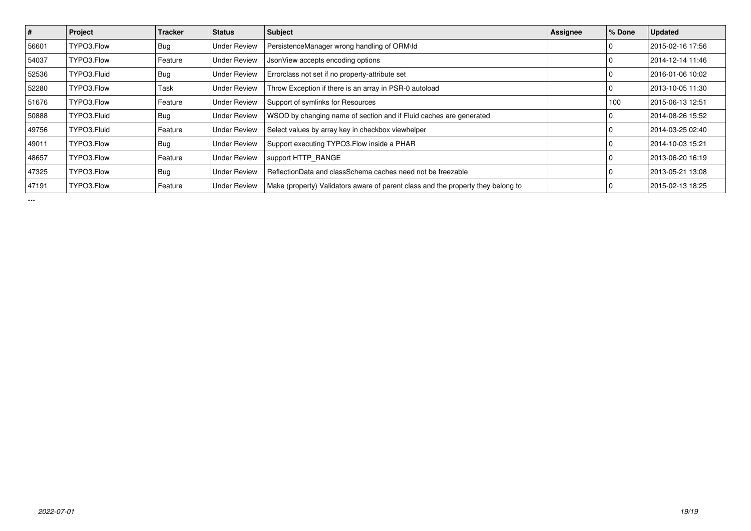| # | Project | Tracker | Status | Subject | Assignee | % Done | Updated |
|---|---|---|---|---|---|---|---|
| 56601 | TYPO3.Flow | Bug | Under Review | PersistenceManager wrong handling of ORM\Id | | 0 | 2015-02-16 17:56 |
| 54037 | TYPO3.Flow | Feature | Under Review | JsonView accepts encoding options | | 0 | 2014-12-14 11:46 |
| 52536 | TYPO3.Fluid | Bug | Under Review | Errorclass not set if no property-attribute set | | 0 | 2016-01-06 10:02 |
| 52280 | TYPO3.Flow | Task | Under Review | Throw Exception if there is an array in PSR-0 autoload | | 0 | 2013-10-05 11:30 |
| 51676 | TYPO3.Flow | Feature | Under Review | Support of symlinks for Resources | | 100 | 2015-06-13 12:51 |
| 50888 | TYPO3.Fluid | Bug | Under Review | WSOD by changing name of section and if Fluid caches are generated | | 0 | 2014-08-26 15:52 |
| 49756 | TYPO3.Fluid | Feature | Under Review | Select values by array key in checkbox viewhelper | | 0 | 2014-03-25 02:40 |
| 49011 | TYPO3.Flow | Bug | Under Review | Support executing TYPO3.Flow inside a PHAR | | 0 | 2014-10-03 15:21 |
| 48657 | TYPO3.Flow | Feature | Under Review | support HTTP_RANGE | | 0 | 2013-06-20 16:19 |
| 47325 | TYPO3.Flow | Bug | Under Review | ReflectionData and classSchema caches need not be freezable | | 0 | 2013-05-21 13:08 |
| 47191 | TYPO3.Flow | Feature | Under Review | Make (property) Validators aware of parent class and the property they belong to | | 0 | 2015-02-13 18:25 |

...